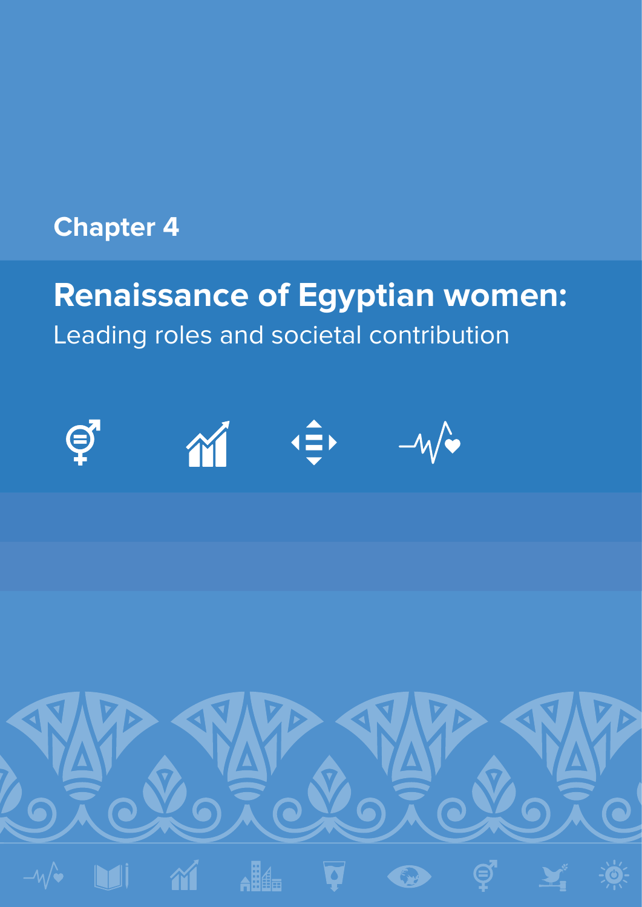Chapter 4

# Renaissance of Egyptian women:

Leading roles and societal contribution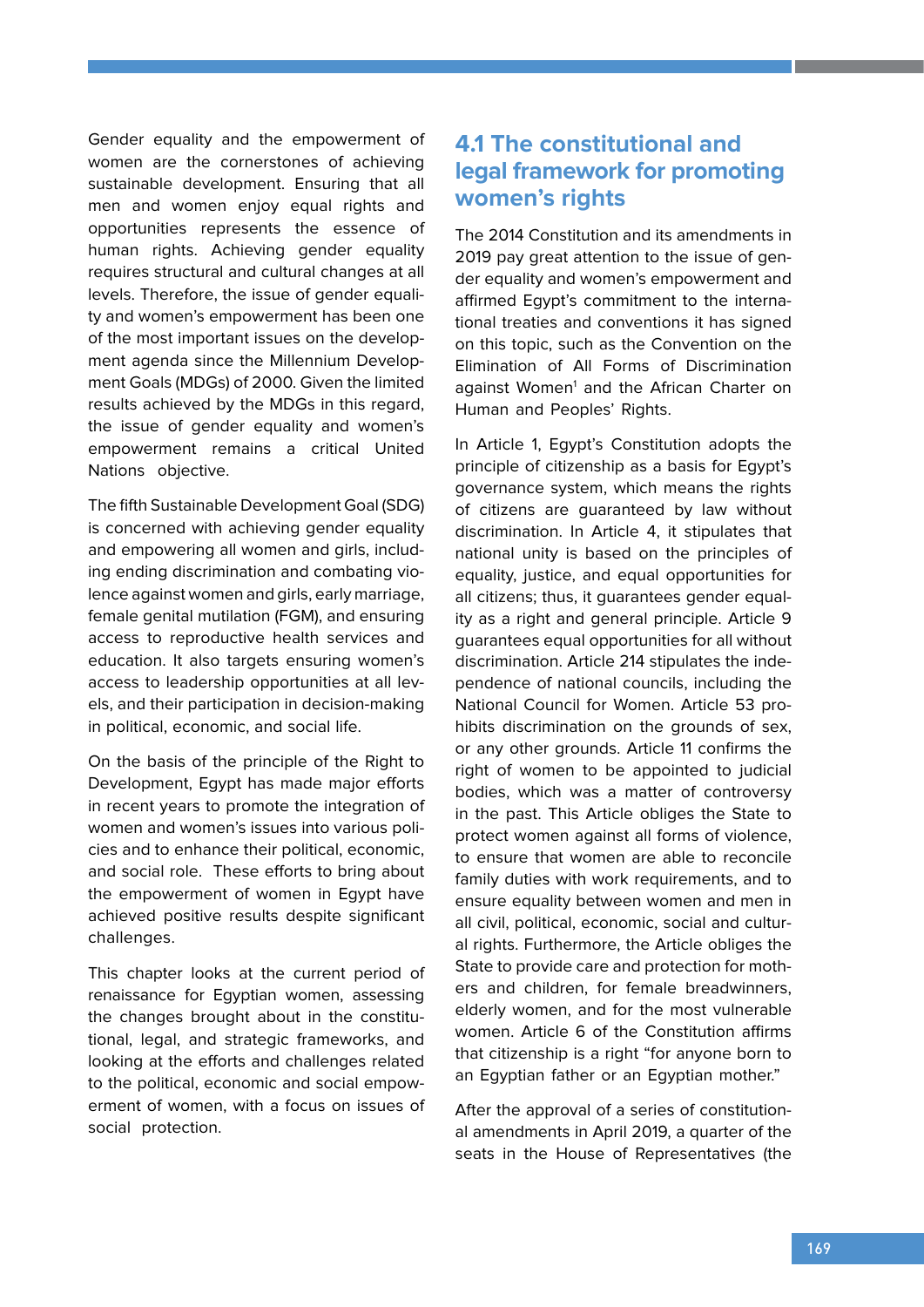Gender equality and the empowerment of women are the cornerstones of achieving sustainable development. Ensuring that all men and women enjoy equal rights and opportunities represents the essence of human rights. Achieving gender equality requires structural and cultural changes at all levels. Therefore, the issue of gender equality and women's empowerment has been one of the most important issues on the development agenda since the Millennium Development Goals (MDGs) of 2000. Given the limited results achieved by the MDGs in this regard, the issue of gender equality and women's empowerment remains a critical United Nations objective.

The fifth Sustainable Development Goal (SDG) is concerned with achieving gender equality and empowering all women and girls, including ending discrimination and combating violence against women and girls, early marriage, female genital mutilation (FGM), and ensuring access to reproductive health services and education. It also targets ensuring women's access to leadership opportunities at all levels, and their participation in decision-making in political, economic, and social life.

On the basis of the principle of the Right to Development, Egypt has made major efforts in recent years to promote the integration of women and women's issues into various policies and to enhance their political, economic, and social role. These efforts to bring about the empowerment of women in Egypt have achieved positive results despite significant challenges.

This chapter looks at the current period of renaissance for Egyptian women, assessing the changes brought about in the constitutional, legal, and strategic frameworks, and looking at the efforts and challenges related to the political, economic and social empowerment of women, with a focus on issues of social protection.

## 4.1 The constitutional and legal framework for promoting women's rights

The 2014 Constitution and its amendments in 2019 pay great attention to the issue of gender equality and women's empowerment and affirmed Egypt's commitment to the international treaties and conventions it has signed on this topic, such as the Convention on the Elimination of All Forms of Discrimination against Women[1] and the African Charter on Human and Peoples' Rights.

In Article 1, Egypt's Constitution adopts the principle of citizenship as a basis for Egypt's governance system, which means the rights of citizens are guaranteed by law without discrimination. In Article 4, it stipulates that national unity is based on the principles of equality, justice, and equal opportunities for all citizens; thus, it guarantees gender equality as a right and general principle. Article 9 guarantees equal opportunities for all without discrimination. Article 214 stipulates the independence of national councils, including the National Council for Women. Article 53 prohibits discrimination on the grounds of sex, or any other grounds. Article 11 confirms the right of women to be appointed to judicial bodies, which was a matter of controversy in the past. This Article obliges the State to protect women against all forms of violence, to ensure that women are able to reconcile family duties with work requirements, and to ensure equality between women and men in all civil, political, economic, social and cultural rights. Furthermore, the Article obliges the State to provide care and protection for mothers and children, for female breadwinners, elderly women, and for the most vulnerable women. Article 6 of the Constitution affirms that citizenship is a right "for anyone born to an Egyptian father or an Egyptian mother."

After the approval of a series of constitutional amendments in April 2019, a quarter of the seats in the House of Representatives (the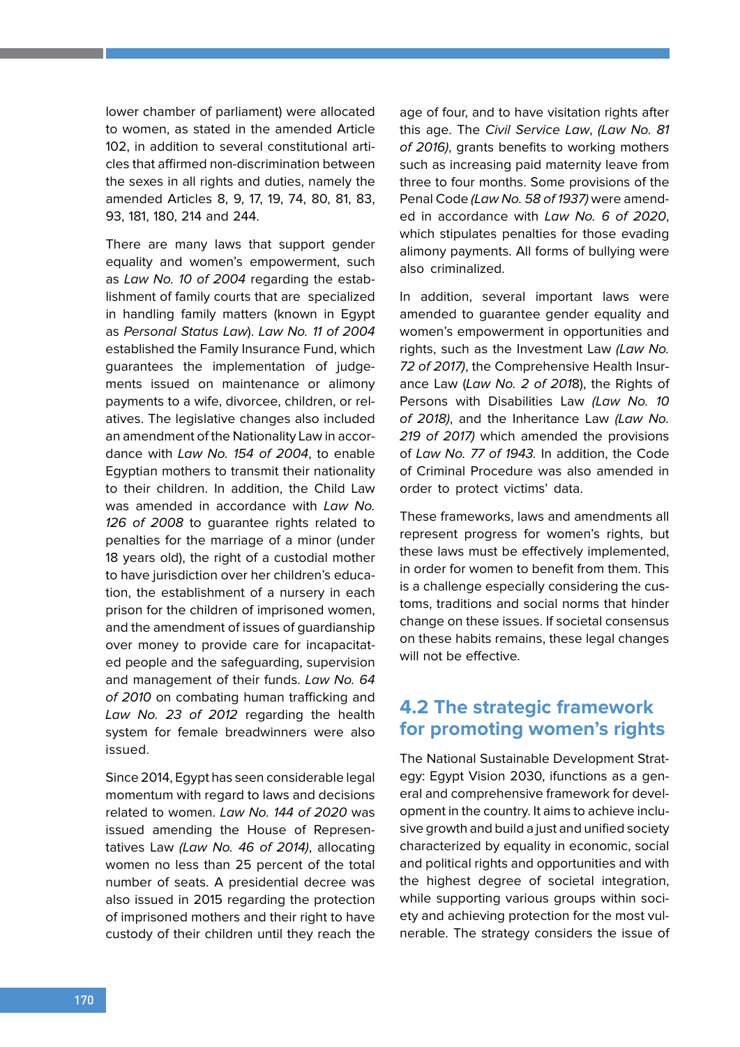lower chamber of parliament) were allocated to women, as stated in the amended Article 102, in addition to several constitutional articles that affirmed non-discrimination between the sexes in all rights and duties, namely the amended Articles 8, 9, 17, 19, 74, 80, 81, 83, 93, 181, 180, 214 and 244.

There are many laws that support gender equality and women's empowerment, such as *Law No. 10 of 2004* regarding the establishment of family courts that are specialized in handling family matters (known in Egypt as *Personal Status Law*). *Law No. 11 of 2004* established the Family Insurance Fund, which guarantees the implementation of judgements issued on maintenance or alimony payments to a wife, divorcee, children, or relatives. The legislative changes also included an amendment of the Nationality Law in accordance with *Law No. 154 of 2004*, to enable Egyptian mothers to transmit their nationality to their children. In addition, the Child Law was amended in accordance with *Law No. 126 of 2008* to guarantee rights related to penalties for the marriage of a minor (under 18 years old), the right of a custodial mother to have jurisdiction over her children's education, the establishment of a nursery in each prison for the children of imprisoned women, and the amendment of issues of guardianship over money to provide care for incapacitated people and the safeguarding, supervision and management of their funds. *Law No. 64 of 2010* on combating human trafficking and *Law No. 23 of 2012* regarding the health system for female breadwinners were also issued.

Since 2014, Egypt has seen considerable legal momentum with regard to laws and decisions related to women. *Law No. 144 of 2020* was issued amending the House of Representatives Law *(Law No. 46 of 2014)*, allocating women no less than 25 percent of the total number of seats. A presidential decree was also issued in 2015 regarding the protection of imprisoned mothers and their right to have custody of their children until they reach the age of four, and to have visitation rights after this age. The *Civil Service Law*, *(Law No. 81 of 2016)*, grants benefits to working mothers such as increasing paid maternity leave from three to four months. Some provisions of the Penal Code *(Law No. 58 of 1937)* were amended in accordance with *Law No. 6 of 2020*, which stipulates penalties for those evading alimony payments. All forms of bullying were also criminalized.

In addition, several important laws were amended to guarantee gender equality and women's empowerment in opportunities and rights, such as the Investment Law *(Law No. 72 of 2017)*, the Comprehensive Health Insurance Law (*Law No. 2 of 201*8), the Rights of Persons with Disabilities Law *(Law No. 10 of 2018)*, and the Inheritance Law *(Law No. 219 of 2017)* which amended the provisions of *Law No. 77 of 1943*. In addition, the Code of Criminal Procedure was also amended in order to protect victims' data.

These frameworks, laws and amendments all represent progress for women's rights, but these laws must be effectively implemented, in order for women to benefit from them. This is a challenge especially considering the customs, traditions and social norms that hinder change on these issues. If societal consensus on these habits remains, these legal changes will not be effective.

## 4.2 The strategic framework for promoting women's rights

The National Sustainable Development Strategy: Egypt Vision 2030, ifunctions as a general and comprehensive framework for development in the country. It aims to achieve inclusive growth and build a just and unified society characterized by equality in economic, social and political rights and opportunities and with the highest degree of societal integration, while supporting various groups within society and achieving protection for the most vulnerable. The strategy considers the issue of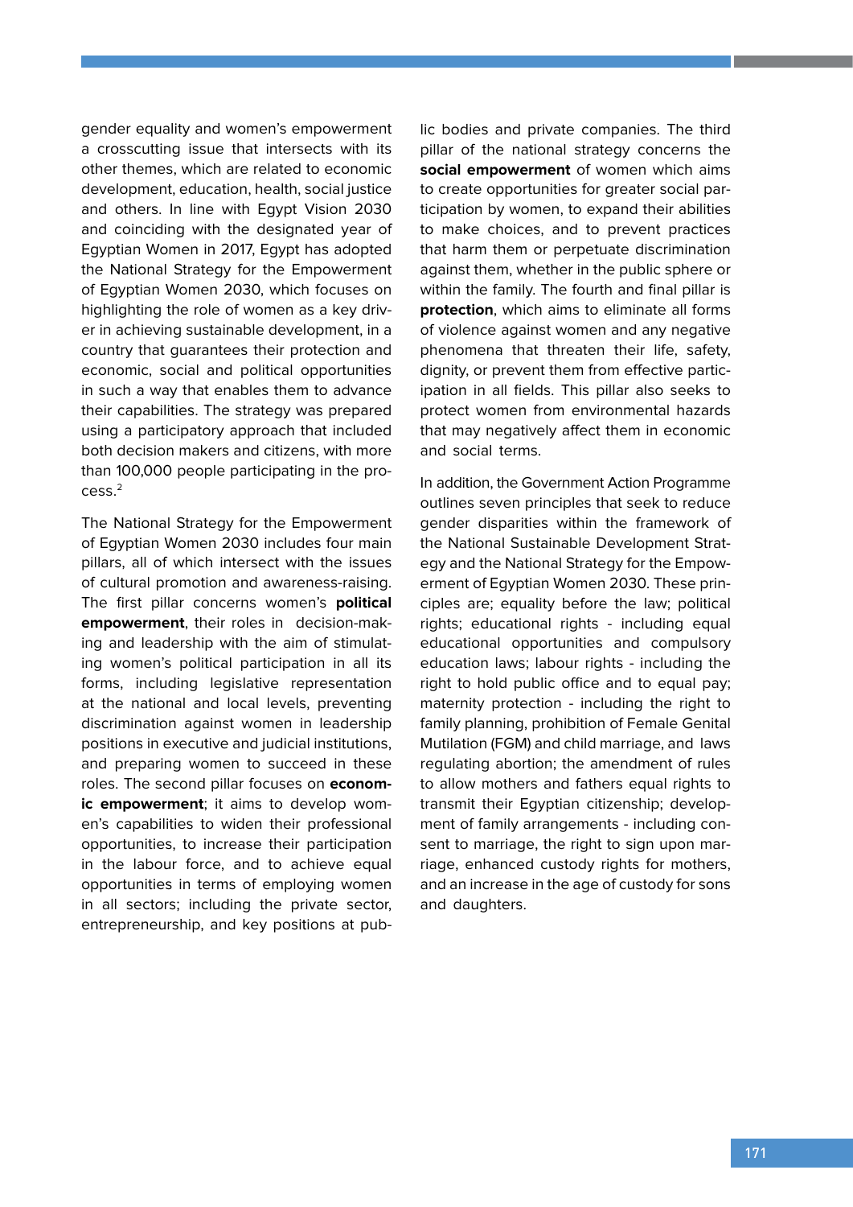gender equality and women's empowerment a crosscutting issue that intersects with its other themes, which are related to economic development, education, health, social justice and others. In line with Egypt Vision 2030 and coinciding with the designated year of Egyptian Women in 2017, Egypt has adopted the National Strategy for the Empowerment of Egyptian Women 2030, which focuses on highlighting the role of women as a key driver in achieving sustainable development, in a country that guarantees their protection and economic, social and political opportunities in such a way that enables them to advance their capabilities. The strategy was prepared using a participatory approach that included both decision makers and citizens, with more than 100,000 people participating in the process.[2]

The National Strategy for the Empowerment of Egyptian Women 2030 includes four main pillars, all of which intersect with the issues of cultural promotion and awareness-raising. The first pillar concerns women's **political empowerment**, their roles in decision-making and leadership with the aim of stimulating women's political participation in all its forms, including legislative representation at the national and local levels, preventing discrimination against women in leadership positions in executive and judicial institutions, and preparing women to succeed in these roles. The second pillar focuses on **economic empowerment**; it aims to develop women's capabilities to widen their professional opportunities, to increase their participation in the labour force, and to achieve equal opportunities in terms of employing women in all sectors; including the private sector, entrepreneurship, and key positions at public bodies and private companies. The third pillar of the national strategy concerns the **social empowerment** of women which aims to create opportunities for greater social participation by women, to expand their abilities to make choices, and to prevent practices that harm them or perpetuate discrimination against them, whether in the public sphere or within the family. The fourth and final pillar is **protection**, which aims to eliminate all forms of violence against women and any negative phenomena that threaten their life, safety, dignity, or prevent them from effective participation in all fields. This pillar also seeks to protect women from environmental hazards that may negatively affect them in economic and social terms.

In addition, the Government Action Programme outlines seven principles that seek to reduce gender disparities within the framework of the National Sustainable Development Strategy and the National Strategy for the Empowerment of Egyptian Women 2030. These principles are; equality before the law; political rights; educational rights - including equal educational opportunities and compulsory education laws; labour rights - including the right to hold public office and to equal pay; maternity protection - including the right to family planning, prohibition of Female Genital Mutilation (FGM) and child marriage, and laws regulating abortion; the amendment of rules to allow mothers and fathers equal rights to transmit their Egyptian citizenship; development of family arrangements - including consent to marriage, the right to sign upon marriage, enhanced custody rights for mothers, and an increase in the age of custody for sons and daughters.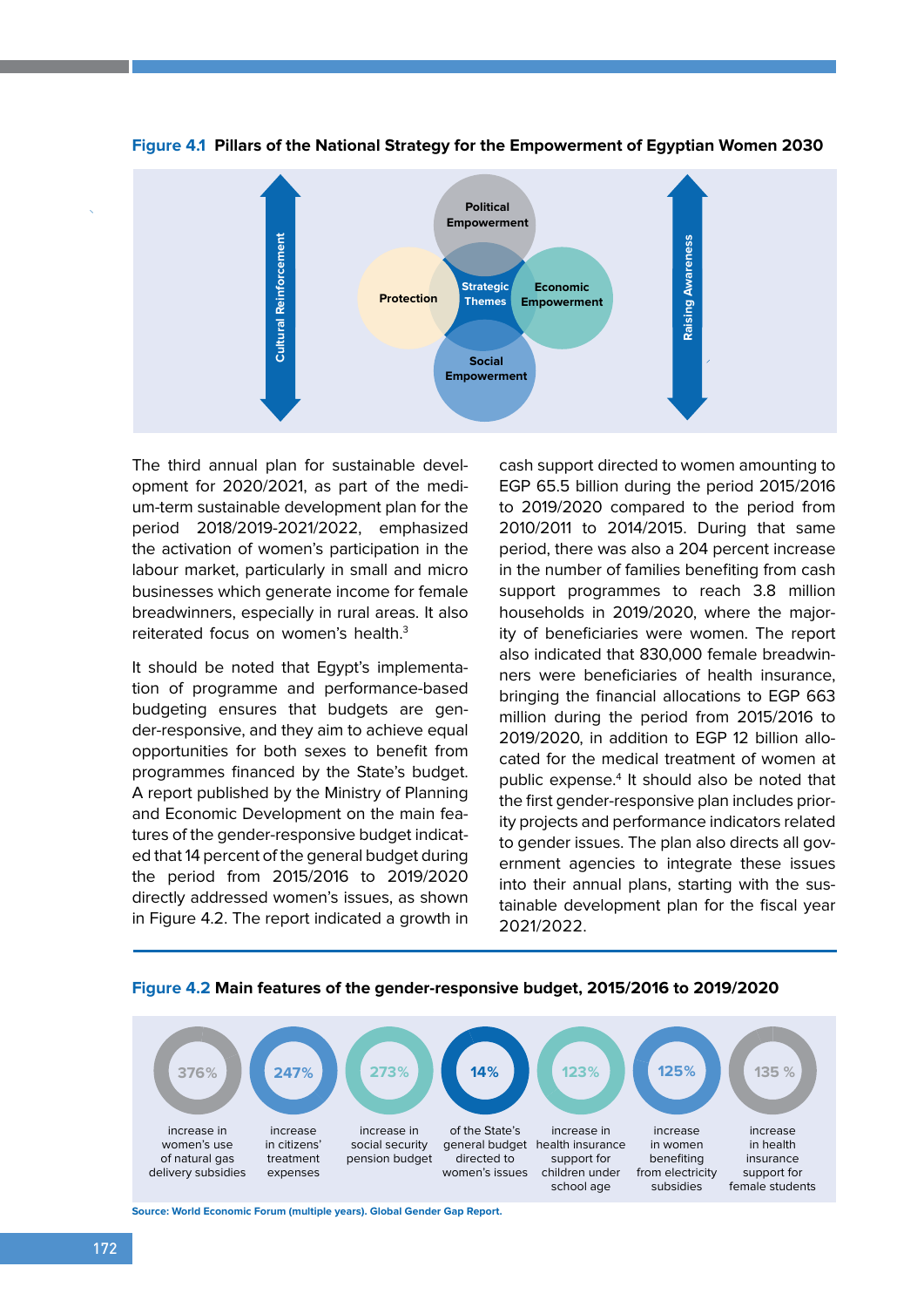**Figure 4.1 Pillars of the National Strategy for the Empowerment of Egyptian Women 2030**

Cultural Reinforcement

Political Empowerment

Protection

Strategic Themes

Economic Empowerment

Social Empowerment

Raising Awareness

The third annual plan for sustainable development for 2020/2021, as part of the medium-term sustainable development plan for the period 2018/2019-2021/2022, emphasized the activation of women's participation in the labour market, particularly in small and micro businesses which generate income for female breadwinners, especially in rural areas. It also reiterated focus on women's health.[3]

It should be noted that Egypt's implementation of programme and performance-based budgeting ensures that budgets are gender-responsive, and they aim to achieve equal opportunities for both sexes to benefit from programmes financed by the State's budget. A report published by the Ministry of Planning and Economic Development on the main features of the gender-responsive budget indicated that 14 percent of the general budget during the period from 2015/2016 to 2019/2020 directly addressed women's issues, as shown in Figure 4.2. The report indicated a growth in cash support directed to women amounting to EGP 65.5 billion during the period 2015/2016 to 2019/2020 compared to the period from 2010/2011 to 2014/2015. During that same period, there was also a 204 percent increase in the number of families benefiting from cash support programmes to reach 3.8 million households in 2019/2020, where the majority of beneficiaries were women. The report also indicated that 830,000 female breadwinners were beneficiaries of health insurance, bringing the financial allocations to EGP 663 million during the period from 2015/2016 to 2019/2020, in addition to EGP 12 billion allocated for the medical treatment of women at public expense.[4] It should also be noted that the first gender-responsive plan includes priority projects and performance indicators related to gender issues. The plan also directs all government agencies to integrate these issues into their annual plans, starting with the sustainable development plan for the fiscal year 2021/2022.

**Figure 4.2 Main features of the gender-responsive budget, 2015/2016 to 2019/2020**

| 376% | 247% | 273% | 14% | 123% | 125% | 135 % |
|---|---|---|---|---|---|---|
| increase in women's use of natural gas delivery subsidies | increase in citizens' treatment expenses | increase in social security pension budget | of the State's general budget directed to women's issues | increase in health insurance support for children under school age | increase in women benefiting from electricity subsidies | increase in health insurance support for female students |

Source: World Economic Forum (multiple years). Global Gender Gap Report.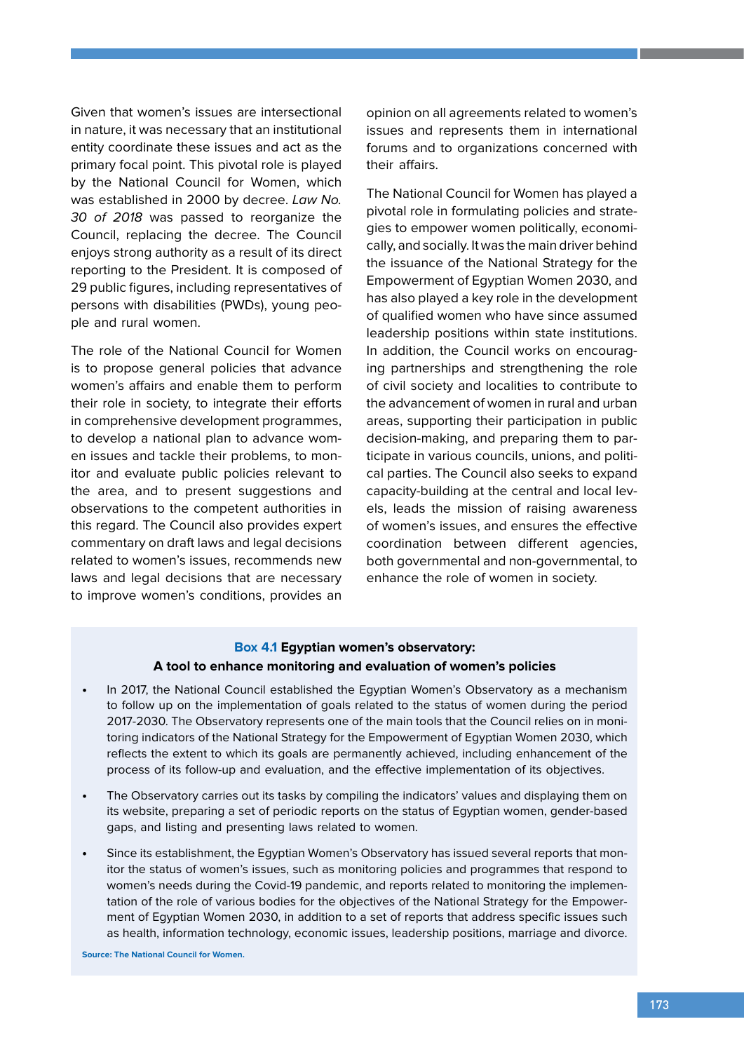Given that women's issues are intersectional in nature, it was necessary that an institutional entity coordinate these issues and act as the primary focal point. This pivotal role is played by the National Council for Women, which was established in 2000 by decree. *Law No. 30 of 2018* was passed to reorganize the Council, replacing the decree. The Council enjoys strong authority as a result of its direct reporting to the President. It is composed of 29 public figures, including representatives of persons with disabilities (PWDs), young people and rural women.

The role of the National Council for Women is to propose general policies that advance women's affairs and enable them to perform their role in society, to integrate their efforts in comprehensive development programmes, to develop a national plan to advance women issues and tackle their problems, to monitor and evaluate public policies relevant to the area, and to present suggestions and observations to the competent authorities in this regard. The Council also provides expert commentary on draft laws and legal decisions related to women's issues, recommends new laws and legal decisions that are necessary to improve women's conditions, provides an opinion on all agreements related to women's issues and represents them in international forums and to organizations concerned with their affairs.

The National Council for Women has played a pivotal role in formulating policies and strategies to empower women politically, economically, and socially. It was the main driver behind the issuance of the National Strategy for the Empowerment of Egyptian Women 2030, and has also played a key role in the development of qualified women who have since assumed leadership positions within state institutions. In addition, the Council works on encouraging partnerships and strengthening the role of civil society and localities to contribute to the advancement of women in rural and urban areas, supporting their participation in public decision-making, and preparing them to participate in various councils, unions, and political parties. The Council also seeks to expand capacity-building at the central and local levels, leads the mission of raising awareness of women's issues, and ensures the effective coordination between different agencies, both governmental and non-governmental, to enhance the role of women in society.

**Box 4.1 Egyptian women's observatory: A tool to enhance monitoring and evaluation of women's policies**

- In 2017, the National Council established the Egyptian Women's Observatory as a mechanism to follow up on the implementation of goals related to the status of women during the period 2017-2030. The Observatory represents one of the main tools that the Council relies on in monitoring indicators of the National Strategy for the Empowerment of Egyptian Women 2030, which reflects the extent to which its goals are permanently achieved, including enhancement of the process of its follow-up and evaluation, and the effective implementation of its objectives.
- The Observatory carries out its tasks by compiling the indicators' values and displaying them on its website, preparing a set of periodic reports on the status of Egyptian women, gender-based gaps, and listing and presenting laws related to women.
- Since its establishment, the Egyptian Women's Observatory has issued several reports that monitor the status of women's issues, such as monitoring policies and programmes that respond to women's needs during the Covid-19 pandemic, and reports related to monitoring the implementation of the role of various bodies for the objectives of the National Strategy for the Empowerment of Egyptian Women 2030, in addition to a set of reports that address specific issues such as health, information technology, economic issues, leadership positions, marriage and divorce.

Source: The National Council for Women.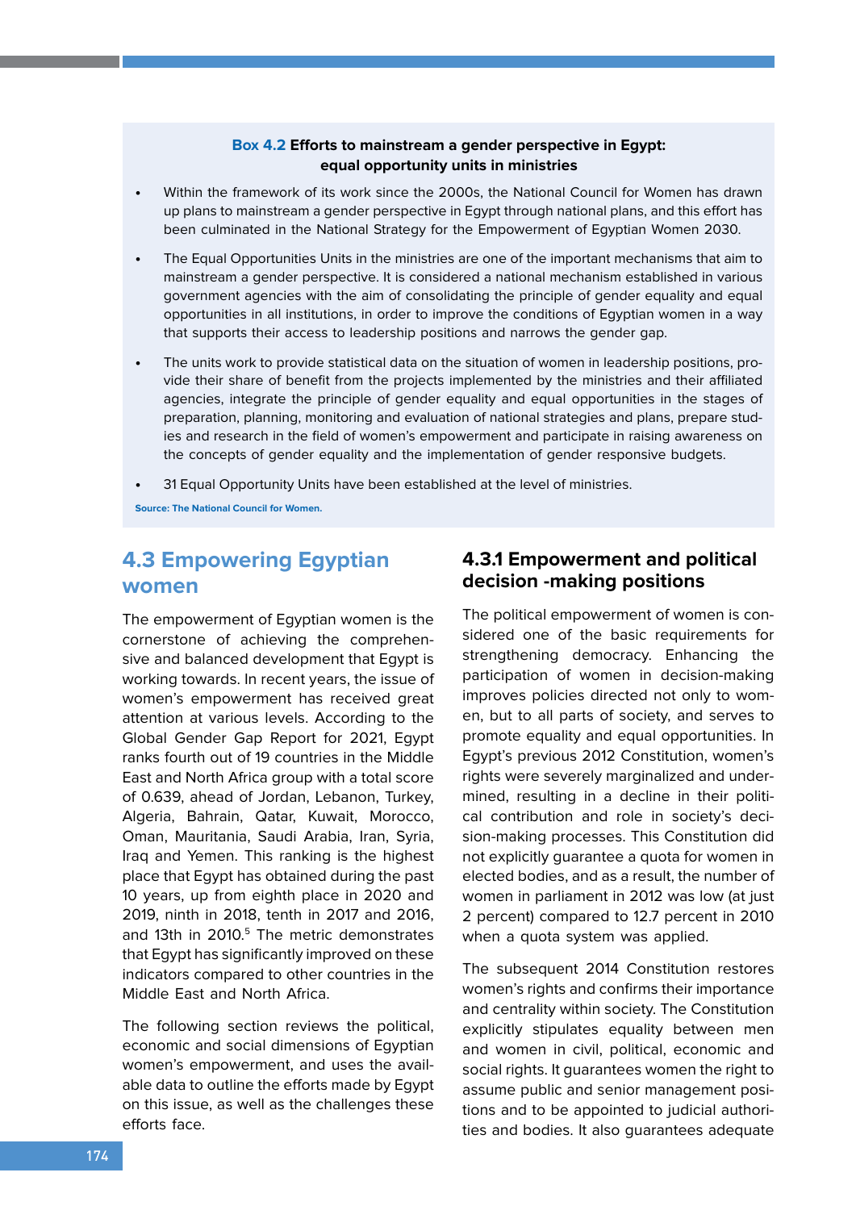**Box 4.2 Efforts to mainstream a gender perspective in Egypt: equal opportunity units in ministries**

- Within the framework of its work since the 2000s, the National Council for Women has drawn up plans to mainstream a gender perspective in Egypt through national plans, and this effort has been culminated in the National Strategy for the Empowerment of Egyptian Women 2030.
- The Equal Opportunities Units in the ministries are one of the important mechanisms that aim to mainstream a gender perspective. It is considered a national mechanism established in various government agencies with the aim of consolidating the principle of gender equality and equal opportunities in all institutions, in order to improve the conditions of Egyptian women in a way that supports their access to leadership positions and narrows the gender gap.
- The units work to provide statistical data on the situation of women in leadership positions, provide their share of benefit from the projects implemented by the ministries and their affiliated agencies, integrate the principle of gender equality and equal opportunities in the stages of preparation, planning, monitoring and evaluation of national strategies and plans, prepare studies and research in the field of women's empowerment and participate in raising awareness on the concepts of gender equality and the implementation of gender responsive budgets.
- 31 Equal Opportunity Units have been established at the level of ministries.

Source: The National Council for Women.

## 4.3 Empowering Egyptian women

The empowerment of Egyptian women is the cornerstone of achieving the comprehensive and balanced development that Egypt is working towards. In recent years, the issue of women's empowerment has received great attention at various levels. According to the Global Gender Gap Report for 2021, Egypt ranks fourth out of 19 countries in the Middle East and North Africa group with a total score of 0.639, ahead of Jordan, Lebanon, Turkey, Algeria, Bahrain, Qatar, Kuwait, Morocco, Oman, Mauritania, Saudi Arabia, Iran, Syria, Iraq and Yemen. This ranking is the highest place that Egypt has obtained during the past 10 years, up from eighth place in 2020 and 2019, ninth in 2018, tenth in 2017 and 2016, and 13th in 2010.[5] The metric demonstrates that Egypt has significantly improved on these indicators compared to other countries in the Middle East and North Africa.

The following section reviews the political, economic and social dimensions of Egyptian women's empowerment, and uses the available data to outline the efforts made by Egypt on this issue, as well as the challenges these efforts face.

### 4.3.1 Empowerment and political decision -making positions

The political empowerment of women is considered one of the basic requirements for strengthening democracy. Enhancing the participation of women in decision-making improves policies directed not only to women, but to all parts of society, and serves to promote equality and equal opportunities. In Egypt's previous 2012 Constitution, women's rights were severely marginalized and undermined, resulting in a decline in their political contribution and role in society's decision-making processes. This Constitution did not explicitly guarantee a quota for women in elected bodies, and as a result, the number of women in parliament in 2012 was low (at just 2 percent) compared to 12.7 percent in 2010 when a quota system was applied.

The subsequent 2014 Constitution restores women's rights and confirms their importance and centrality within society. The Constitution explicitly stipulates equality between men and women in civil, political, economic and social rights. It guarantees women the right to assume public and senior management positions and to be appointed to judicial authorities and bodies. It also guarantees adequate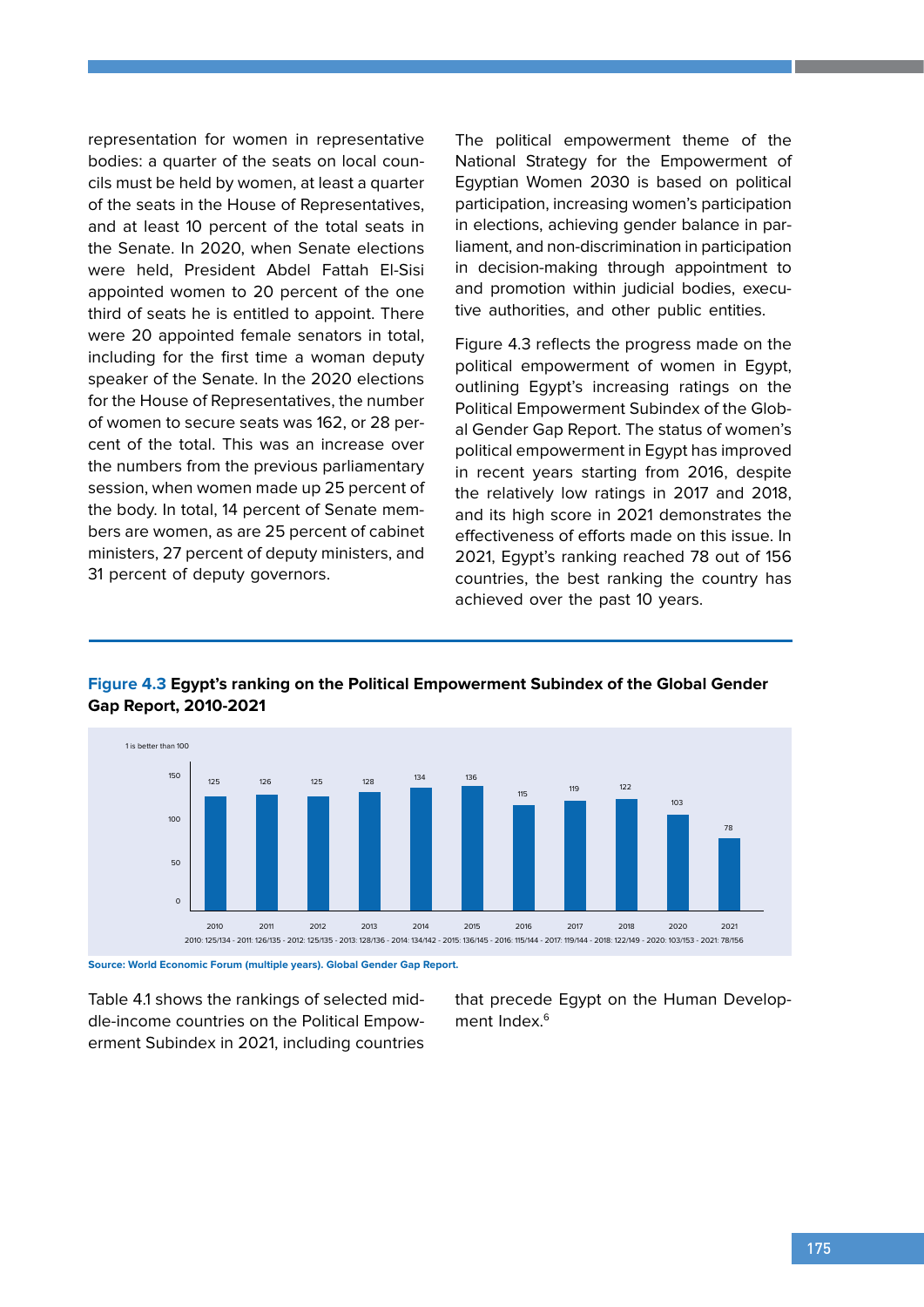representation for women in representative bodies: a quarter of the seats on local councils must be held by women, at least a quarter of the seats in the House of Representatives, and at least 10 percent of the total seats in the Senate. In 2020, when Senate elections were held, President Abdel Fattah El-Sisi appointed women to 20 percent of the one third of seats he is entitled to appoint. There were 20 appointed female senators in total, including for the first time a woman deputy speaker of the Senate. In the 2020 elections for the House of Representatives, the number of women to secure seats was 162, or 28 percent of the total. This was an increase over the numbers from the previous parliamentary session, when women made up 25 percent of the body. In total, 14 percent of Senate members are women, as are 25 percent of cabinet ministers, 27 percent of deputy ministers, and 31 percent of deputy governors.

The political empowerment theme of the National Strategy for the Empowerment of Egyptian Women 2030 is based on political participation, increasing women's participation in elections, achieving gender balance in parliament, and non-discrimination in participation in decision-making through appointment to and promotion within judicial bodies, executive authorities, and other public entities.

Figure 4.3 reflects the progress made on the political empowerment of women in Egypt, outlining Egypt's increasing ratings on the Political Empowerment Subindex of the Global Gender Gap Report. The status of women's political empowerment in Egypt has improved in recent years starting from 2016, despite the relatively low ratings in 2017 and 2018, and its high score in 2021 demonstrates the effectiveness of efforts made on this issue. In 2021, Egypt's ranking reached 78 out of 156 countries, the best ranking the country has achieved over the past 10 years.

**Figure 4.3 Egypt's ranking on the Political Empowerment Subindex of the Global Gender Gap Report, 2010-2021**

1 is better than 100

| Year | 2010 | 2011 | 2012 | 2013 | 2014 | 2015 | 2016 | 2017 | 2018 | 2020 | 2021 |
|---|---|---|---|---|---|---|---|---|---|---|---|
| Ranking | 125 | 126 | 125 | 128 | 134 | 136 | 115 | 119 | 122 | 103 | 78 |

2010: 125/134 - 2011: 126/135 - 2012: 125/135 - 2013: 128/136 - 2014: 134/142 - 2015: 136/145 - 2016: 115/144 - 2017: 119/144 - 2018: 122/149 - 2020: 103/153 - 2021: 78/156

Source: World Economic Forum (multiple years). Global Gender Gap Report.

Table 4.1 shows the rankings of selected middle-income countries on the Political Empowerment Subindex in 2021, including countries that precede Egypt on the Human Development Index.[6]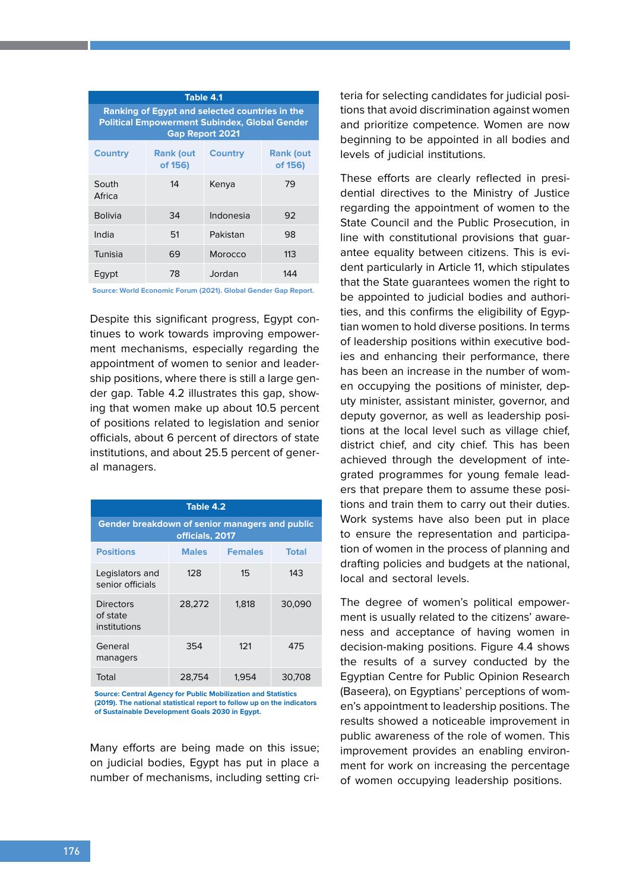**Table 4.1**

**Ranking of Egypt and selected countries in the Political Empowerment Subindex, Global Gender Gap Report 2021**

| Country | Rank (out of 156) | Country | Rank (out of 156) |
|---|---|---|---|
| South Africa | 14 | Kenya | 79 |
| Bolivia | 34 | Indonesia | 92 |
| India | 51 | Pakistan | 98 |
| Tunisia | 69 | Morocco | 113 |
| Egypt | 78 | Jordan | 144 |

Source: World Economic Forum (2021). Global Gender Gap Report.

Despite this significant progress, Egypt continues to work towards improving empowerment mechanisms, especially regarding the appointment of women to senior and leadership positions, where there is still a large gender gap. Table 4.2 illustrates this gap, showing that women make up about 10.5 percent of positions related to legislation and senior officials, about 6 percent of directors of state institutions, and about 25.5 percent of general managers.

**Table 4.2**

**Gender breakdown of senior managers and public officials, 2017**

| Positions | Males | Females | Total |
|---|---|---|---|
| Legislators and senior officials | 128 | 15 | 143 |
| Directors of state institutions | 28,272 | 1,818 | 30,090 |
| General managers | 354 | 121 | 475 |
| Total | 28,754 | 1,954 | 30,708 |

Source: Central Agency for Public Mobilization and Statistics (2019). The national statistical report to follow up on the indicators of Sustainable Development Goals 2030 in Egypt.

Many efforts are being made on this issue; on judicial bodies, Egypt has put in place a number of mechanisms, including setting criteria for selecting candidates for judicial positions that avoid discrimination against women and prioritize competence. Women are now beginning to be appointed in all bodies and levels of judicial institutions.

These efforts are clearly reflected in presidential directives to the Ministry of Justice regarding the appointment of women to the State Council and the Public Prosecution, in line with constitutional provisions that guarantee equality between citizens. This is evident particularly in Article 11, which stipulates that the State guarantees women the right to be appointed to judicial bodies and authorities, and this confirms the eligibility of Egyptian women to hold diverse positions. In terms of leadership positions within executive bodies and enhancing their performance, there has been an increase in the number of women occupying the positions of minister, deputy minister, assistant minister, governor, and deputy governor, as well as leadership positions at the local level such as village chief, district chief, and city chief. This has been achieved through the development of integrated programmes for young female leaders that prepare them to assume these positions and train them to carry out their duties. Work systems have also been put in place to ensure the representation and participation of women in the process of planning and drafting policies and budgets at the national, local and sectoral levels.

The degree of women's political empowerment is usually related to the citizens' awareness and acceptance of having women in decision-making positions. Figure 4.4 shows the results of a survey conducted by the Egyptian Centre for Public Opinion Research (Baseera), on Egyptians' perceptions of women's appointment to leadership positions. The results showed a noticeable improvement in public awareness of the role of women. This improvement provides an enabling environment for work on increasing the percentage of women occupying leadership positions.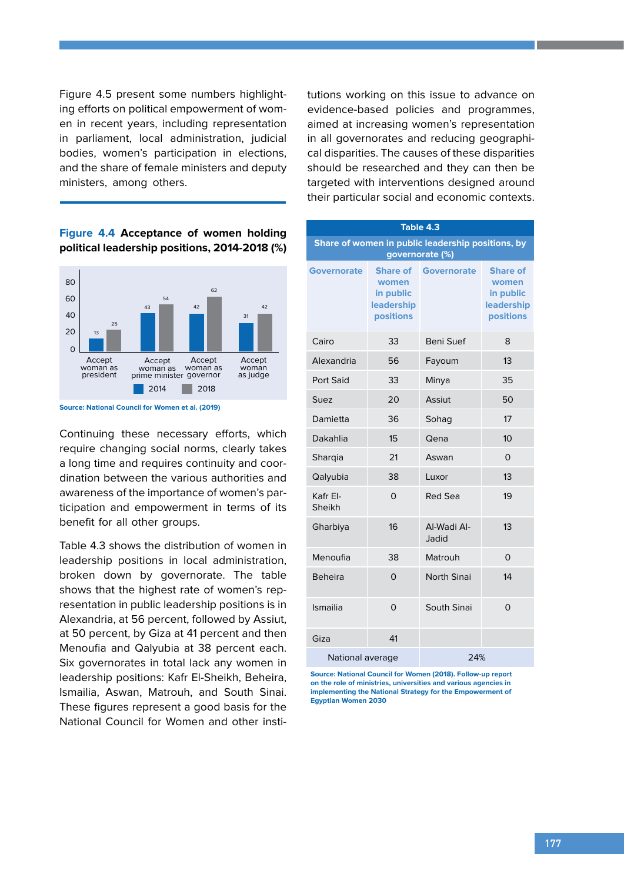Figure 4.5 present some numbers highlighting efforts on political empowerment of women in recent years, including representation in parliament, local administration, judicial bodies, women's participation in elections, and the share of female ministers and deputy ministers, among others.

**Figure 4.4 Acceptance of women holding political leadership positions, 2014-2018 (%)**

| | 2014 | 2018 |
|---|---|---|
| Accept woman as president | 13 | 25 |
| Accept woman as prime minister | 43 | 54 |
| Accept woman as governor | 42 | 62 |
| Accept woman as judge | 31 | 42 |

Source: National Council for Women et al. (2019)

Continuing these necessary efforts, which require changing social norms, clearly takes a long time and requires continuity and coordination between the various authorities and awareness of the importance of women's participation and empowerment in terms of its benefit for all other groups.

Table 4.3 shows the distribution of women in leadership positions in local administration, broken down by governorate. The table shows that the highest rate of women's representation in public leadership positions is in Alexandria, at 56 percent, followed by Assiut, at 50 percent, by Giza at 41 percent and then Menoufia and Qalyubia at 38 percent each. Six governorates in total lack any women in leadership positions: Kafr El-Sheikh, Beheira, Ismailia, Aswan, Matrouh, and South Sinai. These figures represent a good basis for the National Council for Women and other institutions working on this issue to advance on evidence-based policies and programmes, aimed at increasing women's representation in all governorates and reducing geographical disparities. The causes of these disparities should be researched and they can then be targeted with interventions designed around their particular social and economic contexts.

**Table 4.3**
**Share of women in public leadership positions, by governorate (%)**

| Governorate | Share of women in public leadership positions | Governorate | Share of women in public leadership positions |
|---|---|---|---|
| Cairo | 33 | Beni Suef | 8 |
| Alexandria | 56 | Fayoum | 13 |
| Port Said | 33 | Minya | 35 |
| Suez | 20 | Assiut | 50 |
| Damietta | 36 | Sohag | 17 |
| Dakahlia | 15 | Qena | 10 |
| Sharqia | 21 | Aswan | 0 |
| Qalyubia | 38 | Luxor | 13 |
| Kafr El-Sheikh | 0 | Red Sea | 19 |
| Gharbiya | 16 | Al-Wadi Al-Jadid | 13 |
| Menoufia | 38 | Matrouh | 0 |
| Beheira | 0 | North Sinai | 14 |
| Ismailia | 0 | South Sinai | 0 |
| Giza | 41 | | |
| National average | | 24% | |

Source: National Council for Women (2018). Follow-up report on the role of ministries, universities and various agencies in implementing the National Strategy for the Empowerment of Egyptian Women 2030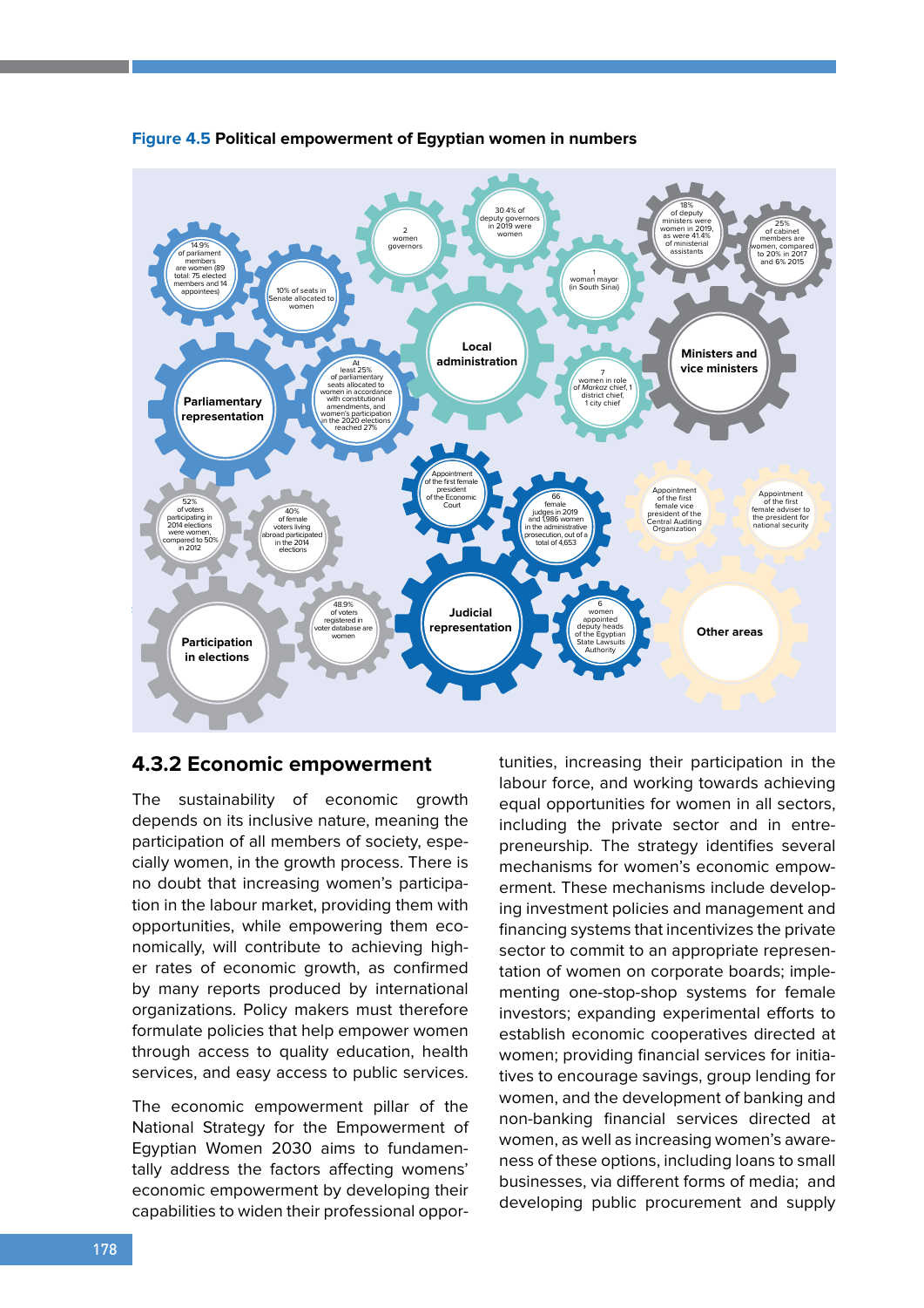**Figure 4.5 Political empowerment of Egyptian women in numbers**

**Parliamentary representation**

- 14.9% of parliament members are women (89 total: 75 elected members and 14 appointees)
- 10% of seats in Senate allocated to women
- At least 25% of parliamentary seats allocated to women in accordance with constitutional amendments, and women's participation in the 2020 elections reached 27%

**Local administration**

- 2 women governors
- 30.4% of deputy governors in 2019 were women
- 1 woman mayor (in South Sinai)
- 7 women in role of *Markaz* chief, 1 district chief, 1 city chief

**Ministers and vice ministers**

- 18% of deputy ministers were women in 2019, as were 41.4% of ministerial assistants
- 25% of cabinet members are women, compared to 20% in 2017 and 6% 2015

**Participation in elections**

- 52% of voters participating in 2014 elections were women, compared to 50% in 2012
- 40% of female voters living abroad participated in the 2014 elections
- 48.9% of voters registered in voter database are women

**Judicial representation**

- Appointment of the first female president of the Economic Court
- 66 female judges in 2019 and 1,986 women in the administrative prosecution, out of a total of 4,653
- 6 women appointed deputy heads of the Egyptian State Lawsuits Authority

**Other areas**

- Appointment of the first female vice president of the Central Auditing Organization
- Appointment of the first female adviser to the president for national security

### 4.3.2 Economic empowerment

The sustainability of economic growth depends on its inclusive nature, meaning the participation of all members of society, especially women, in the growth process. There is no doubt that increasing women's participation in the labour market, providing them with opportunities, while empowering them economically, will contribute to achieving higher rates of economic growth, as confirmed by many reports produced by international organizations. Policy makers must therefore formulate policies that help empower women through access to quality education, health services, and easy access to public services.

The economic empowerment pillar of the National Strategy for the Empowerment of Egyptian Women 2030 aims to fundamentally address the factors affecting womens' economic empowerment by developing their capabilities to widen their professional opportunities, increasing their participation in the labour force, and working towards achieving equal opportunities for women in all sectors, including the private sector and in entrepreneurship. The strategy identifies several mechanisms for women's economic empowerment. These mechanisms include developing investment policies and management and financing systems that incentivizes the private sector to commit to an appropriate representation of women on corporate boards; implementing one-stop-shop systems for female investors; expanding experimental efforts to establish economic cooperatives directed at women; providing financial services for initiatives to encourage savings, group lending for women, and the development of banking and non-banking financial services directed at women, as well as increasing women's awareness of these options, including loans to small businesses, via different forms of media; and developing public procurement and supply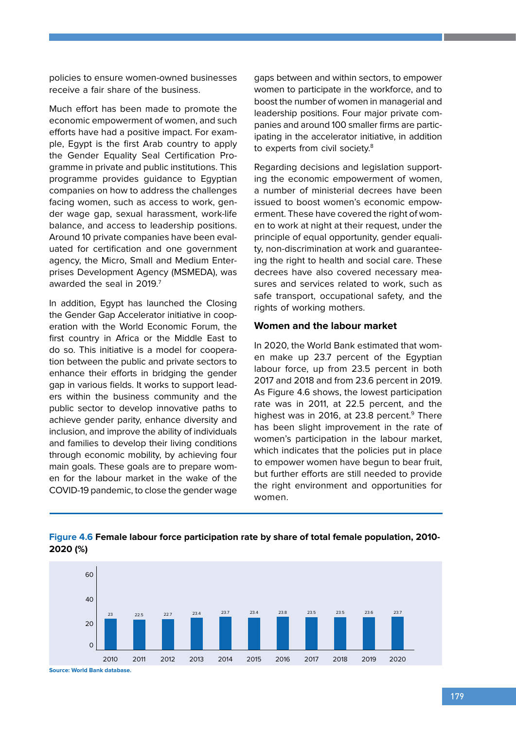policies to ensure women-owned businesses receive a fair share of the business.

Much effort has been made to promote the economic empowerment of women, and such efforts have had a positive impact. For example, Egypt is the first Arab country to apply the Gender Equality Seal Certification Programme in private and public institutions. This programme provides guidance to Egyptian companies on how to address the challenges facing women, such as access to work, gender wage gap, sexual harassment, work-life balance, and access to leadership positions. Around 10 private companies have been evaluated for certification and one government agency, the Micro, Small and Medium Enterprises Development Agency (MSMEDA), was awarded the seal in 2019.[7]

In addition, Egypt has launched the Closing the Gender Gap Accelerator initiative in cooperation with the World Economic Forum, the first country in Africa or the Middle East to do so. This initiative is a model for cooperation between the public and private sectors to enhance their efforts in bridging the gender gap in various fields. It works to support leaders within the business community and the public sector to develop innovative paths to achieve gender parity, enhance diversity and inclusion, and improve the ability of individuals and families to develop their living conditions through economic mobility, by achieving four main goals. These goals are to prepare women for the labour market in the wake of the COVID-19 pandemic, to close the gender wage gaps between and within sectors, to empower women to participate in the workforce, and to boost the number of women in managerial and leadership positions. Four major private companies and around 100 smaller firms are participating in the accelerator initiative, in addition to experts from civil society.[8]

Regarding decisions and legislation supporting the economic empowerment of women, a number of ministerial decrees have been issued to boost women's economic empowerment. These have covered the right of women to work at night at their request, under the principle of equal opportunity, gender equality, non-discrimination at work and guaranteeing the right to health and social care. These decrees have also covered necessary measures and services related to work, such as safe transport, occupational safety, and the rights of working mothers.

### Women and the labour market

In 2020, the World Bank estimated that women make up 23.7 percent of the Egyptian labour force, up from 23.5 percent in both 2017 and 2018 and from 23.6 percent in 2019. As Figure 4.6 shows, the lowest participation rate was in 2011, at 22.5 percent, and the highest was in 2016, at 23.8 percent.[9] There has been slight improvement in the rate of women's participation in the labour market, which indicates that the policies put in place to empower women have begun to bear fruit, but further efforts are still needed to provide the right environment and opportunities for women.

**Figure 4.6 Female labour force participation rate by share of total female population, 2010-2020 (%)**

| Year | 2010 | 2011 | 2012 | 2013 | 2014 | 2015 | 2016 | 2017 | 2018 | 2019 | 2020 |
|---|---|---|---|---|---|---|---|---|---|---|---|
| % | 23 | 22.5 | 22.7 | 23.4 | 23.7 | 23.4 | 23.8 | 23.5 | 23.5 | 23.6 | 23.7 |

Source: World Bank database.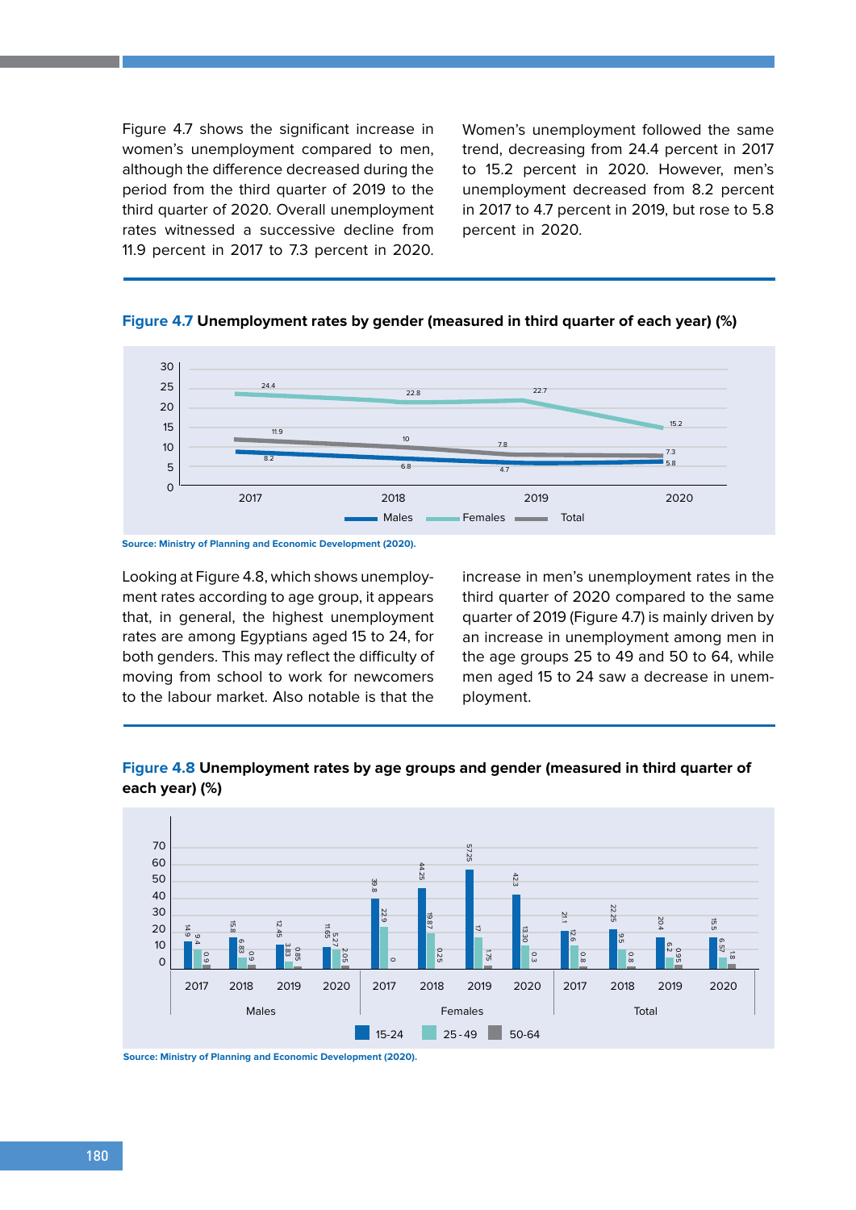Figure 4.7 shows the significant increase in women's unemployment compared to men, although the difference decreased during the period from the third quarter of 2019 to the third quarter of 2020. Overall unemployment rates witnessed a successive decline from 11.9 percent in 2017 to 7.3 percent in 2020. Women's unemployment followed the same trend, decreasing from 24.4 percent in 2017 to 15.2 percent in 2020. However, men's unemployment decreased from 8.2 percent in 2017 to 4.7 percent in 2019, but rose to 5.8 percent in 2020.

**Figure 4.7 Unemployment rates by gender (measured in third quarter of each year) (%)**

| | 2017 | 2018 | 2019 | 2020 |
|---|---|---|---|---|
| Males | 8.2 | 6.8 | 4.7 | 5.8 |
| Females | 24.4 | 22.8 | 22.7 | 15.2 |
| Total | 11.9 | 10 | 7.8 | 7.3 |

Source: Ministry of Planning and Economic Development (2020).

Looking at Figure 4.8, which shows unemployment rates according to age group, it appears that, in general, the highest unemployment rates are among Egyptians aged 15 to 24, for both genders. This may reflect the difficulty of moving from school to work for newcomers to the labour market. Also notable is that the increase in men's unemployment rates in the third quarter of 2020 compared to the same quarter of 2019 (Figure 4.7) is mainly driven by an increase in unemployment among men in the age groups 25 to 49 and 50 to 64, while men aged 15 to 24 saw a decrease in unemployment.

**Figure 4.8 Unemployment rates by age groups and gender (measured in third quarter of each year) (%)**

| Group | Year | 15-24 | 25-49 | 50-64 |
|---|---|---|---|---|
| Males | 2017 | 14.9 | 9.4 | 0.9 |
| Males | 2018 | 15.8 | 6.83 | 0.9 |
| Males | 2019 | 12.45 | 3.83 | 0.85 |
| Males | 2020 | 11.65 | 5.27 | 2.05 |
| Females | 2017 | 39.8 | 22.9 | 0 |
| Females | 2018 | 44.25 | 19.87 | 0.25 |
| Females | 2019 | 57.25 | 17 | 1.75 |
| Females | 2020 | 42.3 | 13.30 | 0.3 |
| Total | 2017 | 21.1 | 12.6 | 0.8 |
| Total | 2018 | 22.25 | 9.5 | 0.8 |
| Total | 2019 | 20.4 | 6.2 | 0.95 |
| Total | 2020 | 15.5 | 6.57 | 1.8 |

Source: Ministry of Planning and Economic Development (2020).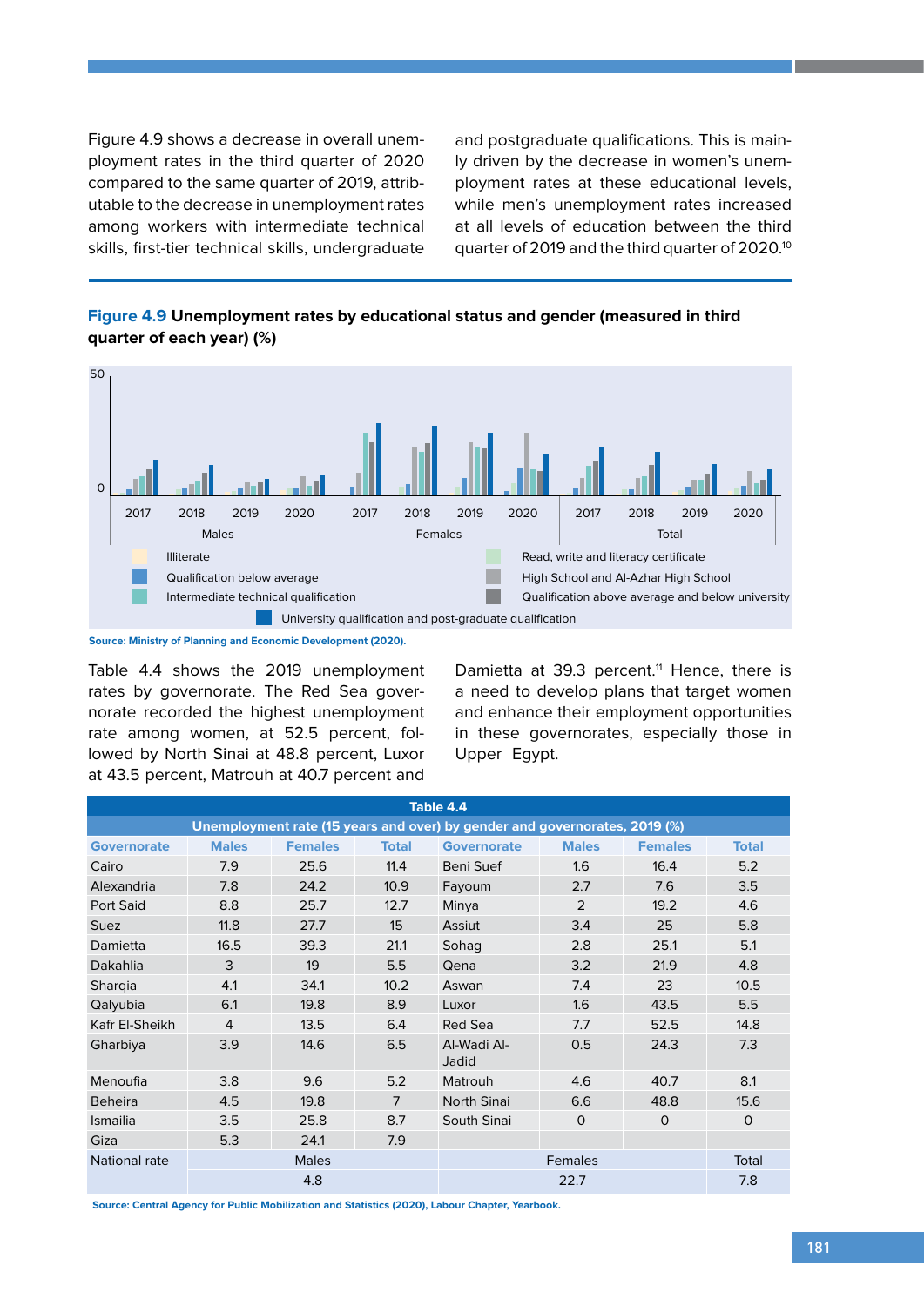Figure 4.9 shows a decrease in overall unemployment rates in the third quarter of 2020 compared to the same quarter of 2019, attributable to the decrease in unemployment rates among workers with intermediate technical skills, first-tier technical skills, undergraduate and postgraduate qualifications. This is mainly driven by the decrease in women's unemployment rates at these educational levels, while men's unemployment rates increased at all levels of education between the third quarter of 2019 and the third quarter of 2020.[10]

**Figure 4.9 Unemployment rates by educational status and gender (measured in third quarter of each year) (%)**

Source: Ministry of Planning and Economic Development (2020).

Table 4.4 shows the 2019 unemployment rates by governorate. The Red Sea governorate recorded the highest unemployment rate among women, at 52.5 percent, followed by North Sinai at 48.8 percent, Luxor at 43.5 percent, Matrouh at 40.7 percent and Damietta at 39.3 percent.[11] Hence, there is a need to develop plans that target women and enhance their employment opportunities in these governorates, especially those in Upper Egypt.

**Table 4.4**

**Unemployment rate (15 years and over) by gender and governorates, 2019 (%)**

| Governorate | Males | Females | Total | Governorate | Males | Females | Total |
|---|---|---|---|---|---|---|---|
| Cairo | 7.9 | 25.6 | 11.4 | Beni Suef | 1.6 | 16.4 | 5.2 |
| Alexandria | 7.8 | 24.2 | 10.9 | Fayoum | 2.7 | 7.6 | 3.5 |
| Port Said | 8.8 | 25.7 | 12.7 | Minya | 2 | 19.2 | 4.6 |
| Suez | 11.8 | 27.7 | 15 | Assiut | 3.4 | 25 | 5.8 |
| Damietta | 16.5 | 39.3 | 21.1 | Sohag | 2.8 | 25.1 | 5.1 |
| Dakahlia | 3 | 19 | 5.5 | Qena | 3.2 | 21.9 | 4.8 |
| Sharqia | 4.1 | 34.1 | 10.2 | Aswan | 7.4 | 23 | 10.5 |
| Qalyubia | 6.1 | 19.8 | 8.9 | Luxor | 1.6 | 43.5 | 5.5 |
| Kafr El-Sheikh | 4 | 13.5 | 6.4 | Red Sea | 7.7 | 52.5 | 14.8 |
| Gharbiya | 3.9 | 14.6 | 6.5 | Al-Wadi Al-Jadid | 0.5 | 24.3 | 7.3 |
| Menoufia | 3.8 | 9.6 | 5.2 | Matrouh | 4.6 | 40.7 | 8.1 |
| Beheira | 4.5 | 19.8 | 7 | North Sinai | 6.6 | 48.8 | 15.6 |
| Ismailia | 3.5 | 25.8 | 8.7 | South Sinai | 0 | 0 | 0 |
| Giza | 5.3 | 24.1 | 7.9 | | | | |
| National rate | Males | | | Females | | | Total |
| | 4.8 | | | 22.7 | | | 7.8 |

Source: Central Agency for Public Mobilization and Statistics (2020), Labour Chapter, Yearbook.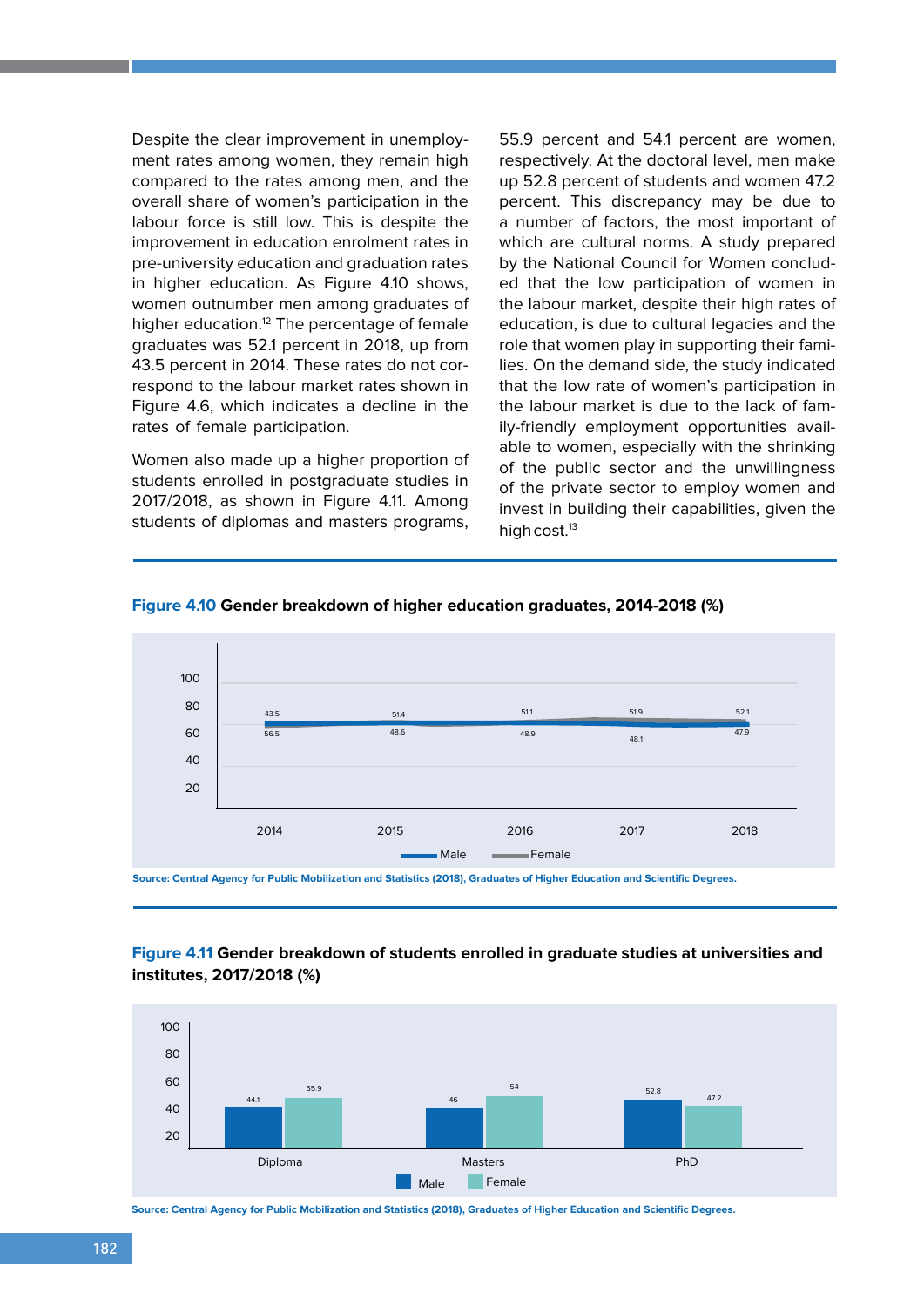Despite the clear improvement in unemployment rates among women, they remain high compared to the rates among men, and the overall share of women's participation in the labour force is still low. This is despite the improvement in education enrolment rates in pre-university education and graduation rates in higher education. As Figure 4.10 shows, women outnumber men among graduates of higher education.[12] The percentage of female graduates was 52.1 percent in 2018, up from 43.5 percent in 2014. These rates do not correspond to the labour market rates shown in Figure 4.6, which indicates a decline in the rates of female participation.

Women also made up a higher proportion of students enrolled in postgraduate studies in 2017/2018, as shown in Figure 4.11. Among students of diplomas and masters programs, 55.9 percent and 54.1 percent are women, respectively. At the doctoral level, men make up 52.8 percent of students and women 47.2 percent. This discrepancy may be due to a number of factors, the most important of which are cultural norms. A study prepared by the National Council for Women concluded that the low participation of women in the labour market, despite their high rates of education, is due to cultural legacies and the role that women play in supporting their families. On the demand side, the study indicated that the low rate of women's participation in the labour market is due to the lack of family-friendly employment opportunities available to women, especially with the shrinking of the public sector and the unwillingness of the private sector to employ women and invest in building their capabilities, given the high cost.[13]

**Figure 4.10 Gender breakdown of higher education graduates, 2014-2018 (%)**

| Year | Male | Female |
|---|---|---|
| 2014 | 56.5 | 43.5 |
| 2015 | 48.6 | 51.4 |
| 2016 | 48.9 | 51.1 |
| 2017 | 48.1 | 51.9 |
| 2018 | 47.9 | 52.1 |

Source: Central Agency for Public Mobilization and Statistics (2018), Graduates of Higher Education and Scientific Degrees.

**Figure 4.11 Gender breakdown of students enrolled in graduate studies at universities and institutes, 2017/2018 (%)**

| | Male | Female |
|---|---|---|
| Diploma | 44.1 | 55.9 |
| Masters | 46 | 54 |
| PhD | 52.8 | 47.2 |

Source: Central Agency for Public Mobilization and Statistics (2018), Graduates of Higher Education and Scientific Degrees.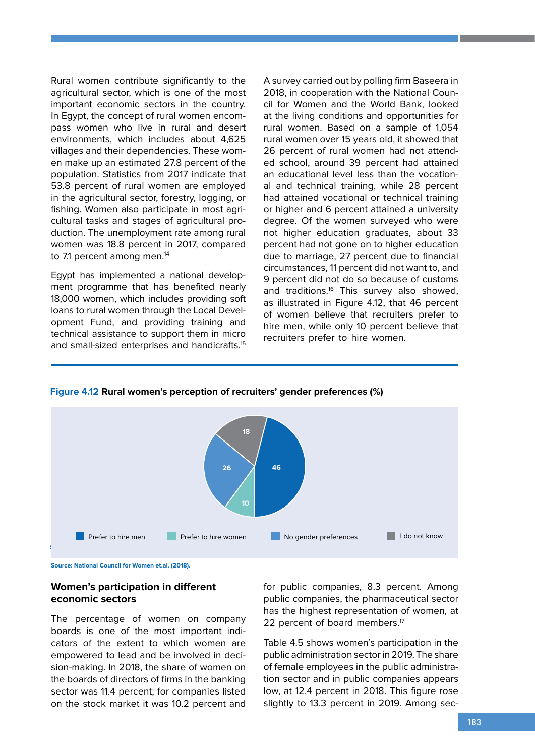Rural women contribute significantly to the agricultural sector, which is one of the most important economic sectors in the country. In Egypt, the concept of rural women encompass women who live in rural and desert environments, which includes about 4,625 villages and their dependencies. These women make up an estimated 27.8 percent of the population. Statistics from 2017 indicate that 53.8 percent of rural women are employed in the agricultural sector, forestry, logging, or fishing. Women also participate in most agricultural tasks and stages of agricultural production. The unemployment rate among rural women was 18.8 percent in 2017, compared to 7.1 percent among men.[14]

Egypt has implemented a national development programme that has benefited nearly 18,000 women, which includes providing soft loans to rural women through the Local Development Fund, and providing training and technical assistance to support them in micro and small-sized enterprises and handicrafts.[15]

A survey carried out by polling firm Baseera in 2018, in cooperation with the National Council for Women and the World Bank, looked at the living conditions and opportunities for rural women. Based on a sample of 1,054 rural women over 15 years old, it showed that 26 percent of rural women had not attended school, around 39 percent had attained an educational level less than the vocational and technical training, while 28 percent had attained vocational or technical training or higher and 6 percent attained a university degree. Of the women surveyed who were not higher education graduates, about 33 percent had not gone on to higher education due to marriage, 27 percent due to financial circumstances, 11 percent did not want to, and 9 percent did not do so because of customs and traditions.[16] This survey also showed, as illustrated in Figure 4.12, that 46 percent of women believe that recruiters prefer to hire men, while only 10 percent believe that recruiters prefer to hire women.

**Figure 4.12 Rural women's perception of recruiters' gender preferences (%)**

| Response | % |
|---|---|
| Prefer to hire men | 46 |
| Prefer to hire women | 10 |
| No gender preferences | 26 |
| I do not know | 18 |

Source: National Council for Women et.al. (2018).

## Women's participation in different economic sectors

The percentage of women on company boards is one of the most important indicators of the extent to which women are empowered to lead and be involved in decision-making. In 2018, the share of women on the boards of directors of firms in the banking sector was 11.4 percent; for companies listed on the stock market it was 10.2 percent and for public companies, 8.3 percent. Among public companies, the pharmaceutical sector has the highest representation of women, at 22 percent of board members.[17]

Table 4.5 shows women's participation in the public administration sector in 2019. The share of female employees in the public administration sector and in public companies appears low, at 12.4 percent in 2018. This figure rose slightly to 13.3 percent in 2019. Among sec-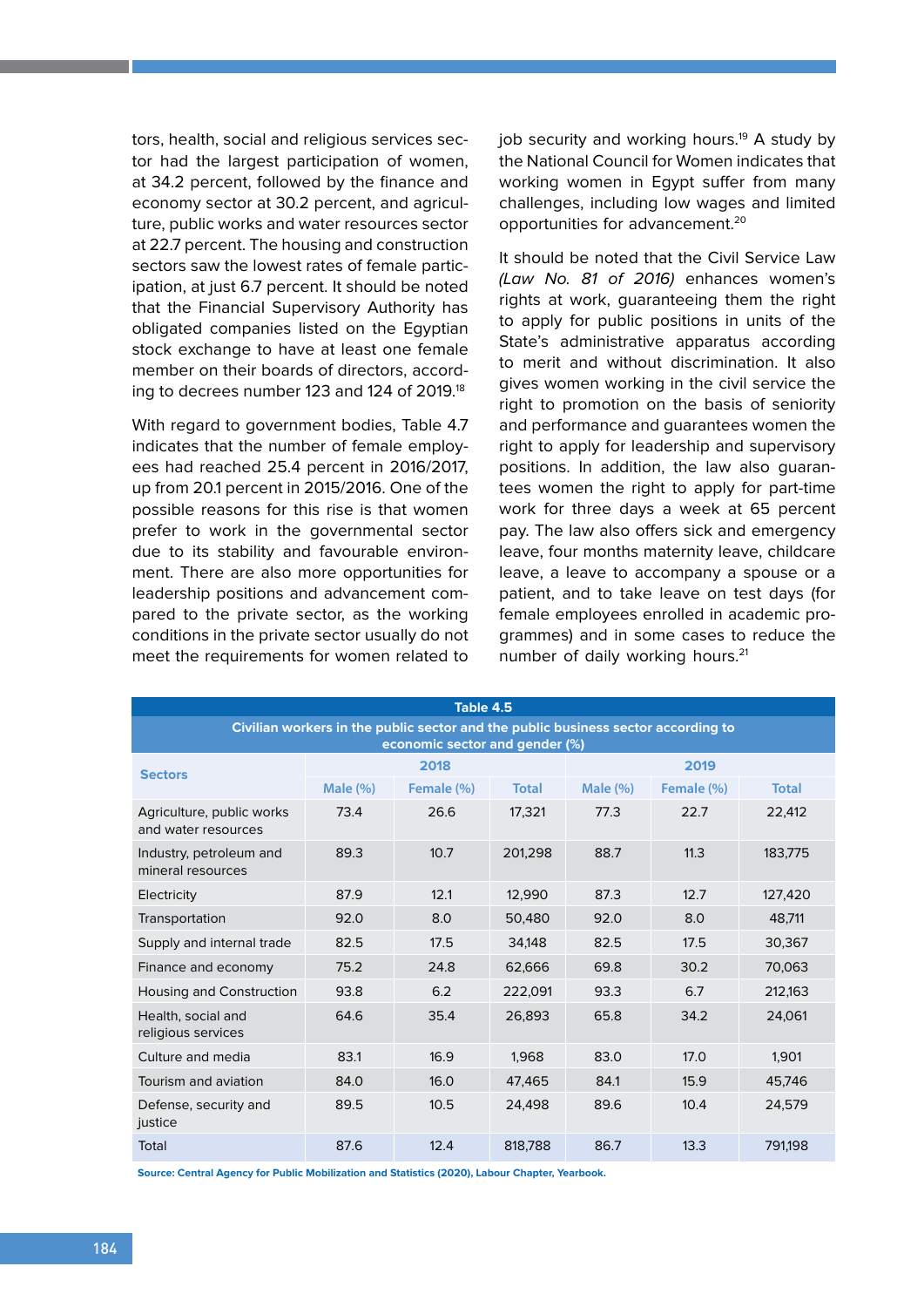tors, health, social and religious services sector had the largest participation of women, at 34.2 percent, followed by the finance and economy sector at 30.2 percent, and agriculture, public works and water resources sector at 22.7 percent. The housing and construction sectors saw the lowest rates of female participation, at just 6.7 percent. It should be noted that the Financial Supervisory Authority has obligated companies listed on the Egyptian stock exchange to have at least one female member on their boards of directors, according to decrees number 123 and 124 of 2019.[18]

With regard to government bodies, Table 4.7 indicates that the number of female employees had reached 25.4 percent in 2016/2017, up from 20.1 percent in 2015/2016. One of the possible reasons for this rise is that women prefer to work in the governmental sector due to its stability and favourable environment. There are also more opportunities for leadership positions and advancement compared to the private sector, as the working conditions in the private sector usually do not meet the requirements for women related to job security and working hours.[19] A study by the National Council for Women indicates that working women in Egypt suffer from many challenges, including low wages and limited opportunities for advancement.[20]

It should be noted that the Civil Service Law *(Law No. 81 of 2016)* enhances women's rights at work, guaranteeing them the right to apply for public positions in units of the State's administrative apparatus according to merit and without discrimination. It also gives women working in the civil service the right to promotion on the basis of seniority and performance and guarantees women the right to apply for leadership and supervisory positions. In addition, the law also guarantees women the right to apply for part-time work for three days a week at 65 percent pay. The law also offers sick and emergency leave, four months maternity leave, childcare leave, a leave to accompany a spouse or a patient, and to take leave on test days (for female employees enrolled in academic programmes) and in some cases to reduce the number of daily working hours.[21]

**Table 4.5**

**Civilian workers in the public sector and the public business sector according to economic sector and gender (%)**

| Sectors | 2018 | | | 2019 | | |
|---|---|---|---|---|---|---|
| | Male (%) | Female (%) | Total | Male (%) | Female (%) | Total |
| Agriculture, public works and water resources | 73.4 | 26.6 | 17,321 | 77.3 | 22.7 | 22,412 |
| Industry, petroleum and mineral resources | 89.3 | 10.7 | 201,298 | 88.7 | 11.3 | 183,775 |
| Electricity | 87.9 | 12.1 | 12,990 | 87.3 | 12.7 | 127,420 |
| Transportation | 92.0 | 8.0 | 50,480 | 92.0 | 8.0 | 48,711 |
| Supply and internal trade | 82.5 | 17.5 | 34,148 | 82.5 | 17.5 | 30,367 |
| Finance and economy | 75.2 | 24.8 | 62,666 | 69.8 | 30.2 | 70,063 |
| Housing and Construction | 93.8 | 6.2 | 222,091 | 93.3 | 6.7 | 212,163 |
| Health, social and religious services | 64.6 | 35.4 | 26,893 | 65.8 | 34.2 | 24,061 |
| Culture and media | 83.1 | 16.9 | 1,968 | 83.0 | 17.0 | 1,901 |
| Tourism and aviation | 84.0 | 16.0 | 47,465 | 84.1 | 15.9 | 45,746 |
| Defense, security and justice | 89.5 | 10.5 | 24,498 | 89.6 | 10.4 | 24,579 |
| Total | 87.6 | 12.4 | 818,788 | 86.7 | 13.3 | 791,198 |

Source: Central Agency for Public Mobilization and Statistics (2020), Labour Chapter, Yearbook.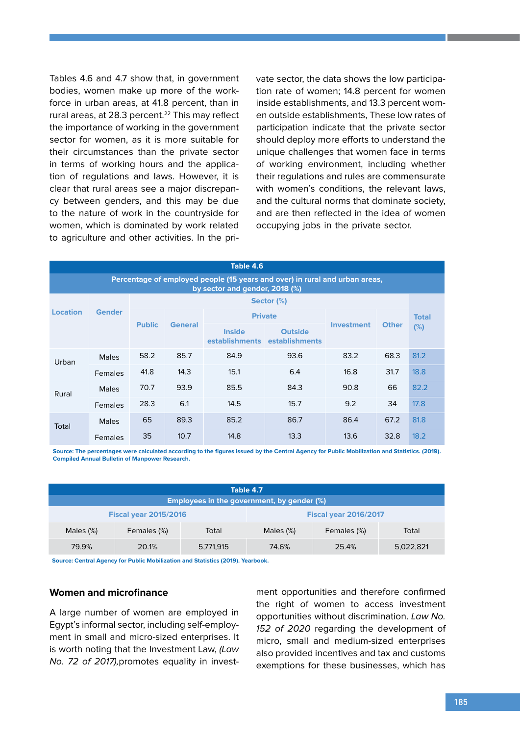Tables 4.6 and 4.7 show that, in government bodies, women make up more of the workforce in urban areas, at 41.8 percent, than in rural areas, at 28.3 percent.[22] This may reflect the importance of working in the government sector for women, as it is more suitable for their circumstances than the private sector in terms of working hours and the application of regulations and laws. However, it is clear that rural areas see a major discrepancy between genders, and this may be due to the nature of work in the countryside for women, which is dominated by work related to agriculture and other activities. In the private sector, the data shows the low participation rate of women; 14.8 percent for women inside establishments, and 13.3 percent women outside establishments, These low rates of participation indicate that the private sector should deploy more efforts to understand the unique challenges that women face in terms of working environment, including whether their regulations and rules are commensurate with women's conditions, the relevant laws, and the cultural norms that dominate society, and are then reflected in the idea of women occupying jobs in the private sector.

**Table 4.6**

**Percentage of employed people (15 years and over) in rural and urban areas, by sector and gender, 2018 (%)**

| Location | Gender | Sector (%) | | | | | | Total (%) |
|---|---|---|---|---|---|---|---|---|
| | | Public | General | Private | | Investment | Other | |
| | | | | Inside establishments | Outside establishments | | | |
| Urban | Males | 58.2 | 85.7 | 84.9 | 93.6 | 83.2 | 68.3 | 81.2 |
| | Females | 41.8 | 14.3 | 15.1 | 6.4 | 16.8 | 31.7 | 18.8 |
| Rural | Males | 70.7 | 93.9 | 85.5 | 84.3 | 90.8 | 66 | 82.2 |
| | Females | 28.3 | 6.1 | 14.5 | 15.7 | 9.2 | 34 | 17.8 |
| Total | Males | 65 | 89.3 | 85.2 | 86.7 | 86.4 | 67.2 | 81.8 |
| | Females | 35 | 10.7 | 14.8 | 13.3 | 13.6 | 32.8 | 18.2 |

Source: The percentages were calculated according to the figures issued by the Central Agency for Public Mobilization and Statistics. (2019). Compiled Annual Bulletin of Manpower Research.

**Table 4.7**

**Employees in the government, by gender (%)**

| Fiscal year 2015/2016 | | | Fiscal year 2016/2017 | | |
|---|---|---|---|---|---|
| Males (%) | Females (%) | Total | Males (%) | Females (%) | Total |
| 79.9% | 20.1% | 5,771,915 | 74.6% | 25.4% | 5,022,821 |

Source: Central Agency for Public Mobilization and Statistics (2019). Yearbook.

## Women and microfinance

A large number of women are employed in Egypt's informal sector, including self-employment in small and micro-sized enterprises. It is worth noting that the Investment Law, *(Law No. 72 of 2017)*,promotes equality in investment opportunities and therefore confirmed the right of women to access investment opportunities without discrimination. *Law No. 152 of 2020* regarding the development of micro, small and medium-sized enterprises also provided incentives and tax and customs exemptions for these businesses, which has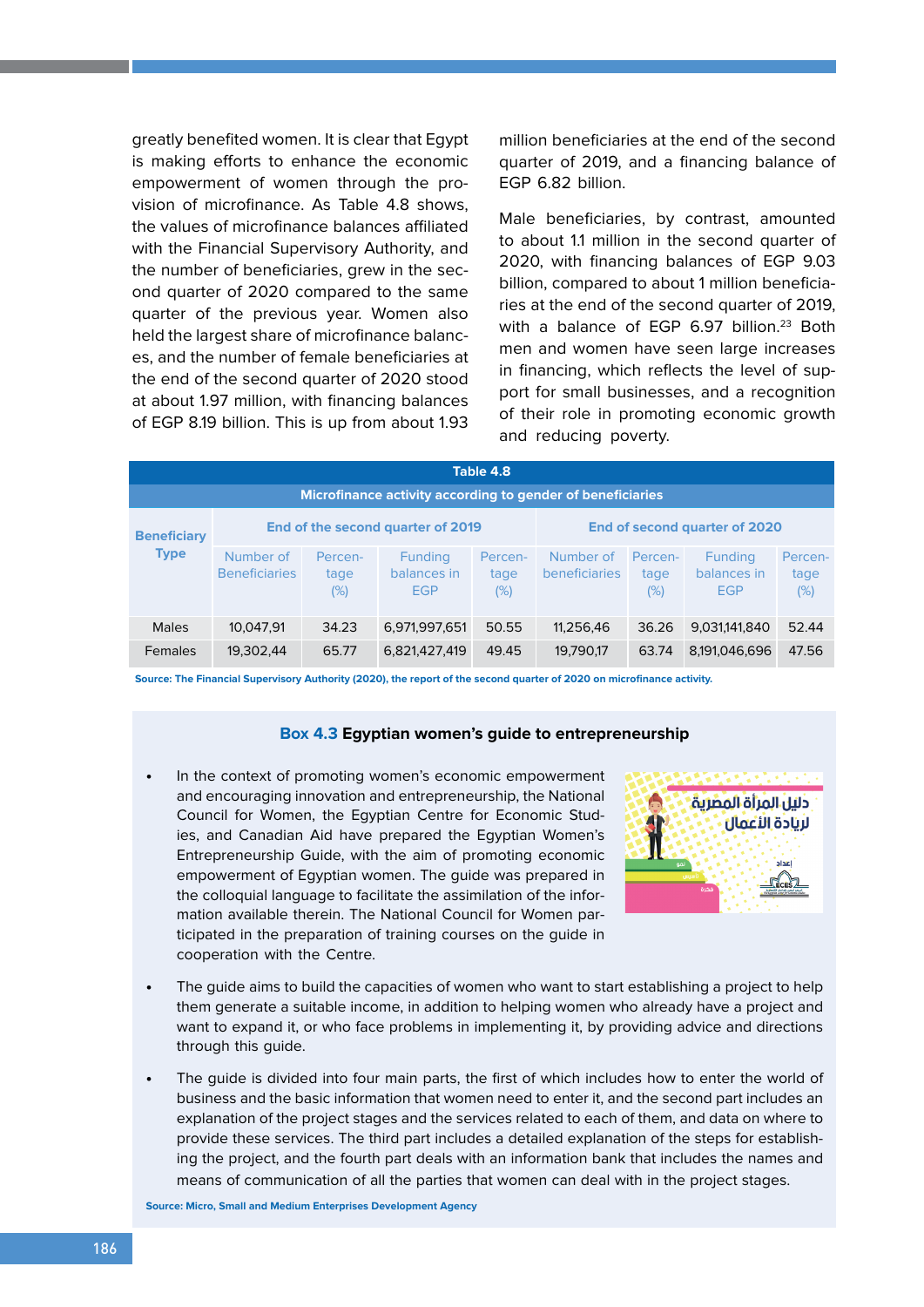greatly benefited women. It is clear that Egypt is making efforts to enhance the economic empowerment of women through the provision of microfinance. As Table 4.8 shows, the values of microfinance balances affiliated with the Financial Supervisory Authority, and the number of beneficiaries, grew in the second quarter of 2020 compared to the same quarter of the previous year. Women also held the largest share of microfinance balances, and the number of female beneficiaries at the end of the second quarter of 2020 stood at about 1.97 million, with financing balances of EGP 8.19 billion. This is up from about 1.93 million beneficiaries at the end of the second quarter of 2019, and a financing balance of EGP 6.82 billion.

Male beneficiaries, by contrast, amounted to about 1.1 million in the second quarter of 2020, with financing balances of EGP 9.03 billion, compared to about 1 million beneficiaries at the end of the second quarter of 2019, with a balance of EGP 6.97 billion.[23] Both men and women have seen large increases in financing, which reflects the level of support for small businesses, and a recognition of their role in promoting economic growth and reducing poverty.

**Table 4.8**

**Microfinance activity according to gender of beneficiaries**

| Beneficiary Type | End of the second quarter of 2019 | | | | End of second quarter of 2020 | | | |
|---|---|---|---|---|---|---|---|---|
| | Number of Beneficiaries | Percentage (%) | Funding balances in EGP | Percentage (%) | Number of beneficiaries | Percentage (%) | Funding balances in EGP | Percentage (%) |
| Males | 10,047,91 | 34.23 | 6,971,997,651 | 50.55 | 11,256,46 | 36.26 | 9,031,141,840 | 52.44 |
| Females | 19,302,44 | 65.77 | 6,821,427,419 | 49.45 | 19,790,17 | 63.74 | 8,191,046,696 | 47.56 |

Source: The Financial Supervisory Authority (2020), the report of the second quarter of 2020 on microfinance activity.

## Box 4.3 Egyptian women's guide to entrepreneurship

- In the context of promoting women's economic empowerment and encouraging innovation and entrepreneurship, the National Council for Women, the Egyptian Centre for Economic Studies, and Canadian Aid have prepared the Egyptian Women's Entrepreneurship Guide, with the aim of promoting economic empowerment of Egyptian women. The guide was prepared in the colloquial language to facilitate the assimilation of the information available therein. The National Council for Women participated in the preparation of training courses on the guide in cooperation with the Centre.

- The guide aims to build the capacities of women who want to start establishing a project to help them generate a suitable income, in addition to helping women who already have a project and want to expand it, or who face problems in implementing it, by providing advice and directions through this guide.

- The guide is divided into four main parts, the first of which includes how to enter the world of business and the basic information that women need to enter it, and the second part includes an explanation of the project stages and the services related to each of them, and data on where to provide these services. The third part includes a detailed explanation of the steps for establishing the project, and the fourth part deals with an information bank that includes the names and means of communication of all the parties that women can deal with in the project stages.

Source: Micro, Small and Medium Enterprises Development Agency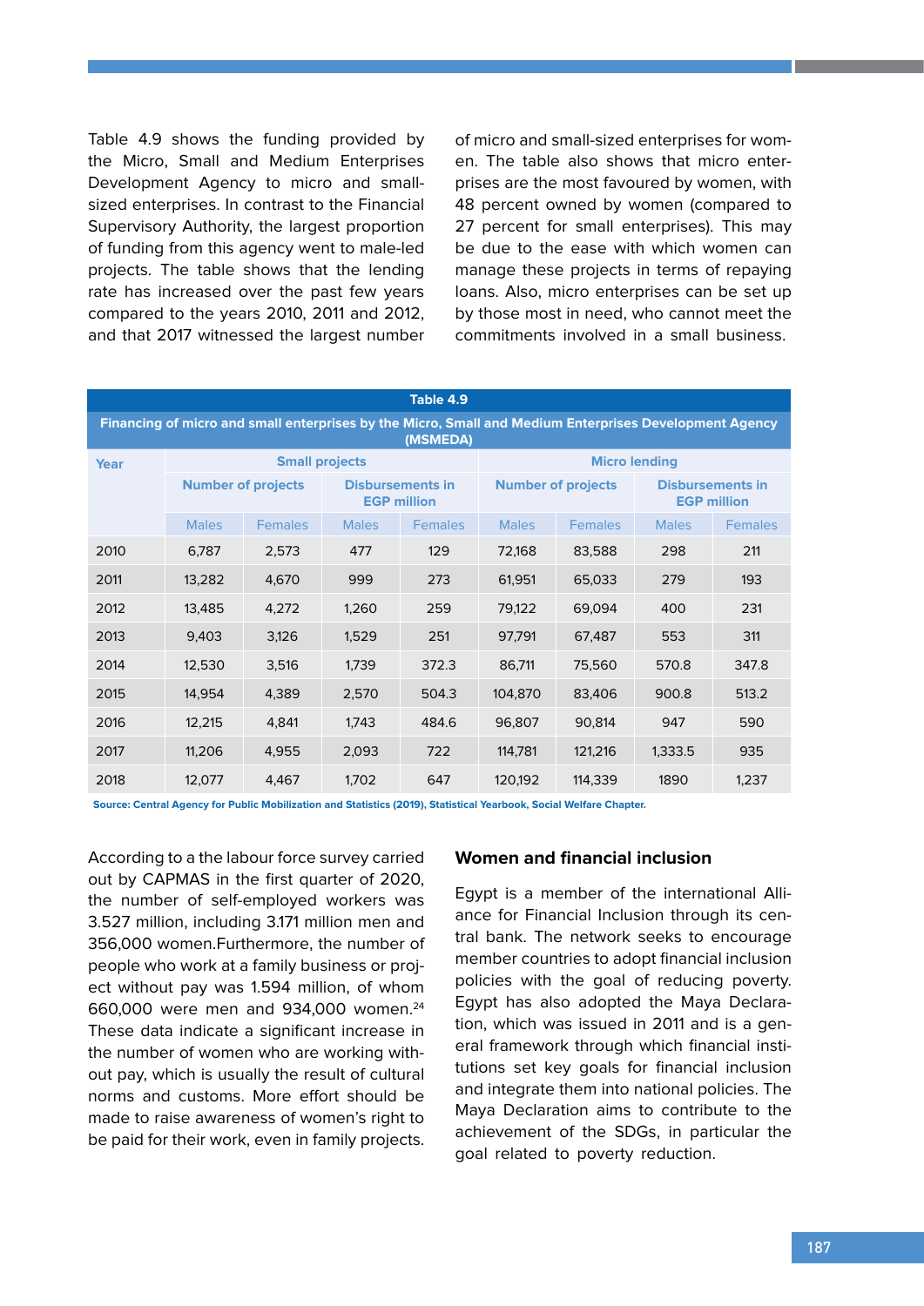Table 4.9 shows the funding provided by the Micro, Small and Medium Enterprises Development Agency to micro and small-sized enterprises. In contrast to the Financial Supervisory Authority, the largest proportion of funding from this agency went to male-led projects. The table shows that the lending rate has increased over the past few years compared to the years 2010, 2011 and 2012, and that 2017 witnessed the largest number of micro and small-sized enterprises for women. The table also shows that micro enterprises are the most favoured by women, with 48 percent owned by women (compared to 27 percent for small enterprises). This may be due to the ease with which women can manage these projects in terms of repaying loans. Also, micro enterprises can be set up by those most in need, who cannot meet the commitments involved in a small business.

**Table 4.9**

**Financing of micro and small enterprises by the Micro, Small and Medium Enterprises Development Agency (MSMEDA)**

| Year | Small projects | | | | Micro lending | | | |
|---|---|---|---|---|---|---|---|---|
| | Number of projects | | Disbursements in EGP million | | Number of projects | | Disbursements in EGP million | |
| | Males | Females | Males | Females | Males | Females | Males | Females |
| 2010 | 6,787 | 2,573 | 477 | 129 | 72,168 | 83,588 | 298 | 211 |
| 2011 | 13,282 | 4,670 | 999 | 273 | 61,951 | 65,033 | 279 | 193 |
| 2012 | 13,485 | 4,272 | 1,260 | 259 | 79,122 | 69,094 | 400 | 231 |
| 2013 | 9,403 | 3,126 | 1,529 | 251 | 97,791 | 67,487 | 553 | 311 |
| 2014 | 12,530 | 3,516 | 1,739 | 372.3 | 86,711 | 75,560 | 570.8 | 347.8 |
| 2015 | 14,954 | 4,389 | 2,570 | 504.3 | 104,870 | 83,406 | 900.8 | 513.2 |
| 2016 | 12,215 | 4,841 | 1,743 | 484.6 | 96,807 | 90,814 | 947 | 590 |
| 2017 | 11,206 | 4,955 | 2,093 | 722 | 114,781 | 121,216 | 1,333.5 | 935 |
| 2018 | 12,077 | 4,467 | 1,702 | 647 | 120,192 | 114,339 | 1890 | 1,237 |

Source: Central Agency for Public Mobilization and Statistics (2019), Statistical Yearbook, Social Welfare Chapter.

According to a the labour force survey carried out by CAPMAS in the first quarter of 2020, the number of self-employed workers was 3.527 million, including 3.171 million men and 356,000 women.Furthermore, the number of people who work at a family business or project without pay was 1.594 million, of whom 660,000 were men and 934,000 women.[24] These data indicate a significant increase in the number of women who are working without pay, which is usually the result of cultural norms and customs. More effort should be made to raise awareness of women's right to be paid for their work, even in family projects.

## Women and financial inclusion

Egypt is a member of the international Alliance for Financial Inclusion through its central bank. The network seeks to encourage member countries to adopt financial inclusion policies with the goal of reducing poverty. Egypt has also adopted the Maya Declaration, which was issued in 2011 and is a general framework through which financial institutions set key goals for financial inclusion and integrate them into national policies. The Maya Declaration aims to contribute to the achievement of the SDGs, in particular the goal related to poverty reduction.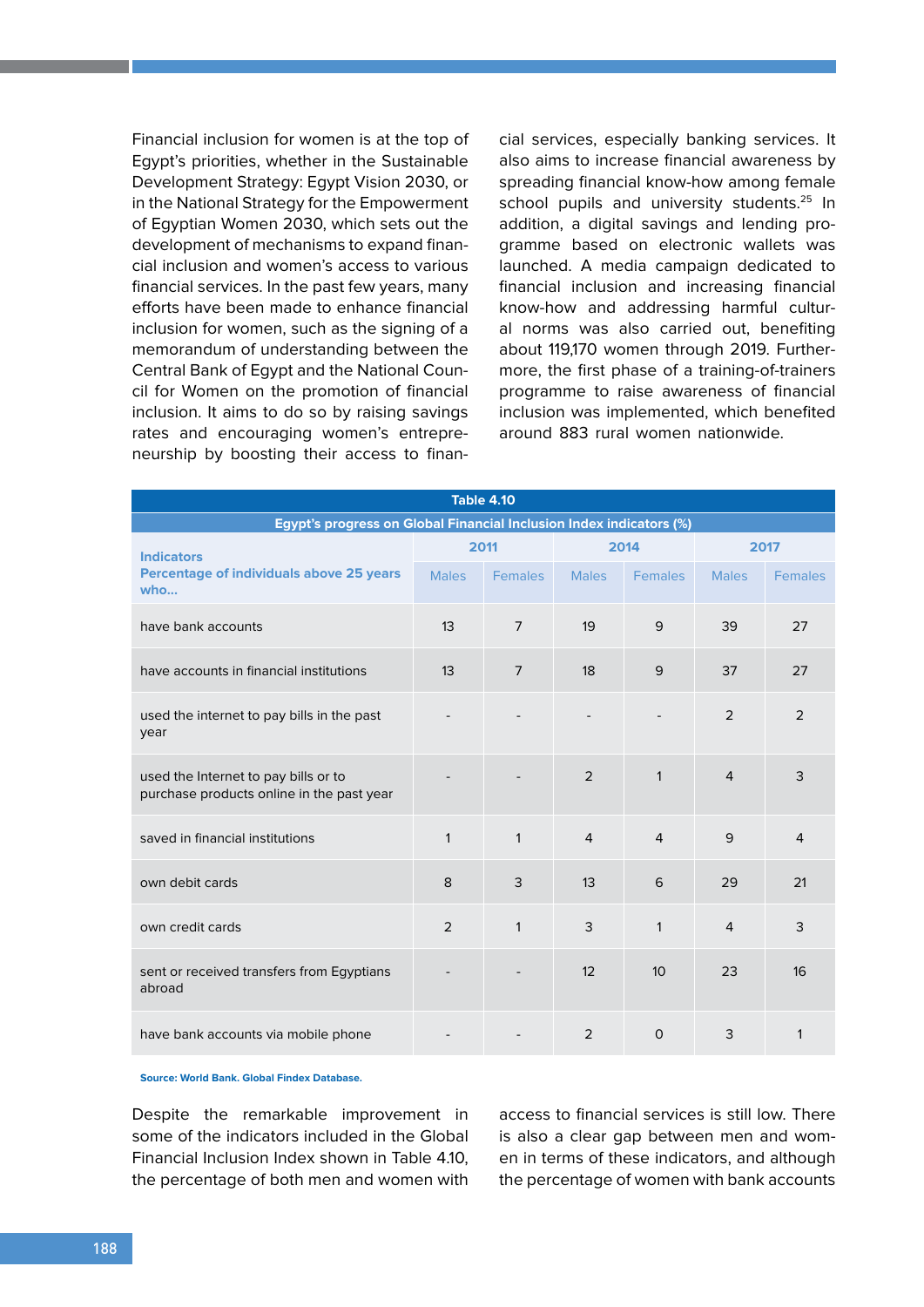Financial inclusion for women is at the top of Egypt's priorities, whether in the Sustainable Development Strategy: Egypt Vision 2030, or in the National Strategy for the Empowerment of Egyptian Women 2030, which sets out the development of mechanisms to expand financial inclusion and women's access to various financial services. In the past few years, many efforts have been made to enhance financial inclusion for women, such as the signing of a memorandum of understanding between the Central Bank of Egypt and the National Council for Women on the promotion of financial inclusion. It aims to do so by raising savings rates and encouraging women's entrepreneurship by boosting their access to financial services, especially banking services. It also aims to increase financial awareness by spreading financial know-how among female school pupils and university students.[25] In addition, a digital savings and lending programme based on electronic wallets was launched. A media campaign dedicated to financial inclusion and increasing financial know-how and addressing harmful cultural norms was also carried out, benefiting about 119,170 women through 2019. Furthermore, the first phase of a training-of-trainers programme to raise awareness of financial inclusion was implemented, which benefited around 883 rural women nationwide.

**Table 4.10**

**Egypt's progress on Global Financial Inclusion Index indicators (%)**

| Indicators<br>Percentage of individuals above 25 years who... | 2011 | | 2014 | | 2017 | |
|---|---|---|---|---|---|---|
| | Males | Females | Males | Females | Males | Females |
| have bank accounts | 13 | 7 | 19 | 9 | 39 | 27 |
| have accounts in financial institutions | 13 | 7 | 18 | 9 | 37 | 27 |
| used the internet to pay bills in the past year | - | - | - | - | 2 | 2 |
| used the Internet to pay bills or to purchase products online in the past year | - | - | 2 | 1 | 4 | 3 |
| saved in financial institutions | 1 | 1 | 4 | 4 | 9 | 4 |
| own debit cards | 8 | 3 | 13 | 6 | 29 | 21 |
| own credit cards | 2 | 1 | 3 | 1 | 4 | 3 |
| sent or received transfers from Egyptians abroad | - | - | 12 | 10 | 23 | 16 |
| have bank accounts via mobile phone | - | - | 2 | 0 | 3 | 1 |

Source: World Bank. Global Findex Database.

Despite the remarkable improvement in some of the indicators included in the Global Financial Inclusion Index shown in Table 4.10, the percentage of both men and women with access to financial services is still low. There is also a clear gap between men and women in terms of these indicators, and although the percentage of women with bank accounts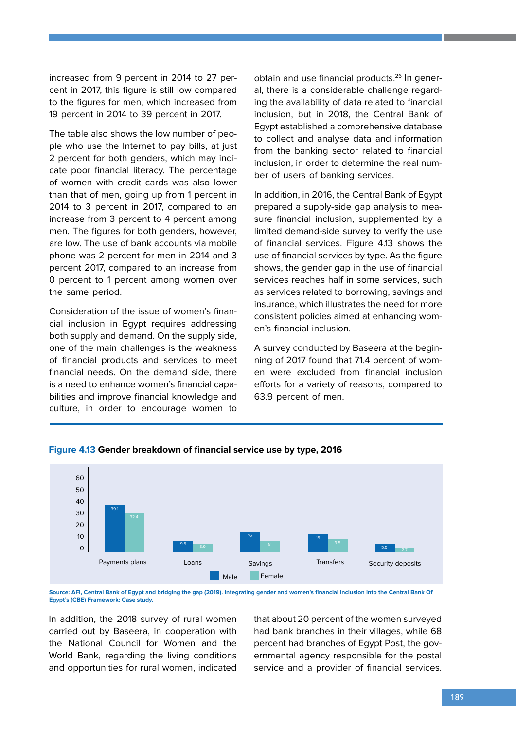increased from 9 percent in 2014 to 27 percent in 2017, this figure is still low compared to the figures for men, which increased from 19 percent in 2014 to 39 percent in 2017.

The table also shows the low number of people who use the Internet to pay bills, at just 2 percent for both genders, which may indicate poor financial literacy. The percentage of women with credit cards was also lower than that of men, going up from 1 percent in 2014 to 3 percent in 2017, compared to an increase from 3 percent to 4 percent among men. The figures for both genders, however, are low. The use of bank accounts via mobile phone was 2 percent for men in 2014 and 3 percent 2017, compared to an increase from 0 percent to 1 percent among women over the same period.

Consideration of the issue of women's financial inclusion in Egypt requires addressing both supply and demand. On the supply side, one of the main challenges is the weakness of financial products and services to meet financial needs. On the demand side, there is a need to enhance women's financial capabilities and improve financial knowledge and culture, in order to encourage women to obtain and use financial products.[26] In general, there is a considerable challenge regarding the availability of data related to financial inclusion, but in 2018, the Central Bank of Egypt established a comprehensive database to collect and analyse data and information from the banking sector related to financial inclusion, in order to determine the real number of users of banking services.

In addition, in 2016, the Central Bank of Egypt prepared a supply-side gap analysis to measure financial inclusion, supplemented by a limited demand-side survey to verify the use of financial services. Figure 4.13 shows the use of financial services by type. As the figure shows, the gender gap in the use of financial services reaches half in some services, such as services related to borrowing, savings and insurance, which illustrates the need for more consistent policies aimed at enhancing women's financial inclusion.

A survey conducted by Baseera at the beginning of 2017 found that 71.4 percent of women were excluded from financial inclusion efforts for a variety of reasons, compared to 63.9 percent of men.

**Figure 4.13 Gender breakdown of financial service use by type, 2016**

| | Male | Female |
|---|---|---|
| Payments plans | 39.1 | 32.4 |
| Loans | 9.5 | 5.9 |
| Savings | 16 | 8 |
| Transfers | 15 | 9.5 |
| Security deposits | 5.5 | 2.7 |

Source: AFI, Central Bank of Egypt and bridging the gap (2019). Integrating gender and women's financial inclusion into the Central Bank Of Egypt's (CBE) Framework: Case study.

In addition, the 2018 survey of rural women carried out by Baseera, in cooperation with the National Council for Women and the World Bank, regarding the living conditions and opportunities for rural women, indicated that about 20 percent of the women surveyed had bank branches in their villages, while 68 percent had branches of Egypt Post, the governmental agency responsible for the postal service and a provider of financial services.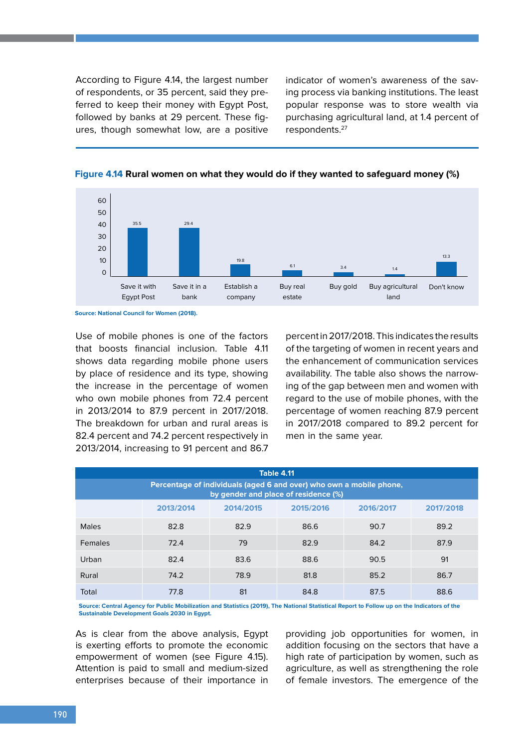According to Figure 4.14, the largest number of respondents, or 35 percent, said they preferred to keep their money with Egypt Post, followed by banks at 29 percent. These figures, though somewhat low, are a positive indicator of women's awareness of the saving process via banking institutions. The least popular response was to store wealth via purchasing agricultural land, at 1.4 percent of respondents.[27]

**Figure 4.14 Rural women on what they would do if they wanted to safeguard money (%)**

| Response | % |
|---|---|
| Save it with Egypt Post | 35.5 |
| Save it in a bank | 29.4 |
| Establish a company | 19.8 |
| Buy real estate | 6.1 |
| Buy gold | 3.4 |
| Buy agricultural land | 1.4 |
| Don't know | 13.3 |

**Source: National Council for Women (2018).**

Use of mobile phones is one of the factors that boosts financial inclusion. Table 4.11 shows data regarding mobile phone users by place of residence and its type, showing the increase in the percentage of women who own mobile phones from 72.4 percent in 2013/2014 to 87.9 percent in 2017/2018. The breakdown for urban and rural areas is 82.4 percent and 74.2 percent respectively in 2013/2014, increasing to 91 percent and 86.7 percent in 2017/2018. This indicates the results of the targeting of women in recent years and the enhancement of communication services availability. The table also shows the narrowing of the gap between men and women with regard to the use of mobile phones, with the percentage of women reaching 87.9 percent in 2017/2018 compared to 89.2 percent for men in the same year.

**Table 4.11**

**Percentage of individuals (aged 6 and over) who own a mobile phone, by gender and place of residence (%)**

| | 2013/2014 | 2014/2015 | 2015/2016 | 2016/2017 | 2017/2018 |
|---|---|---|---|---|---|
| Males | 82.8 | 82.9 | 86.6 | 90.7 | 89.2 |
| Females | 72.4 | 79 | 82.9 | 84.2 | 87.9 |
| Urban | 82.4 | 83.6 | 88.6 | 90.5 | 91 |
| Rural | 74.2 | 78.9 | 81.8 | 85.2 | 86.7 |
| Total | 77.8 | 81 | 84.8 | 87.5 | 88.6 |

**Source: Central Agency for Public Mobilization and Statistics (2019), The National Statistical Report to Follow up on the Indicators of the Sustainable Development Goals 2030 in Egypt.**

As is clear from the above analysis, Egypt is exerting efforts to promote the economic empowerment of women (see Figure 4.15). Attention is paid to small and medium-sized enterprises because of their importance in providing job opportunities for women, in addition focusing on the sectors that have a high rate of participation by women, such as agriculture, as well as strengthening the role of female investors. The emergence of the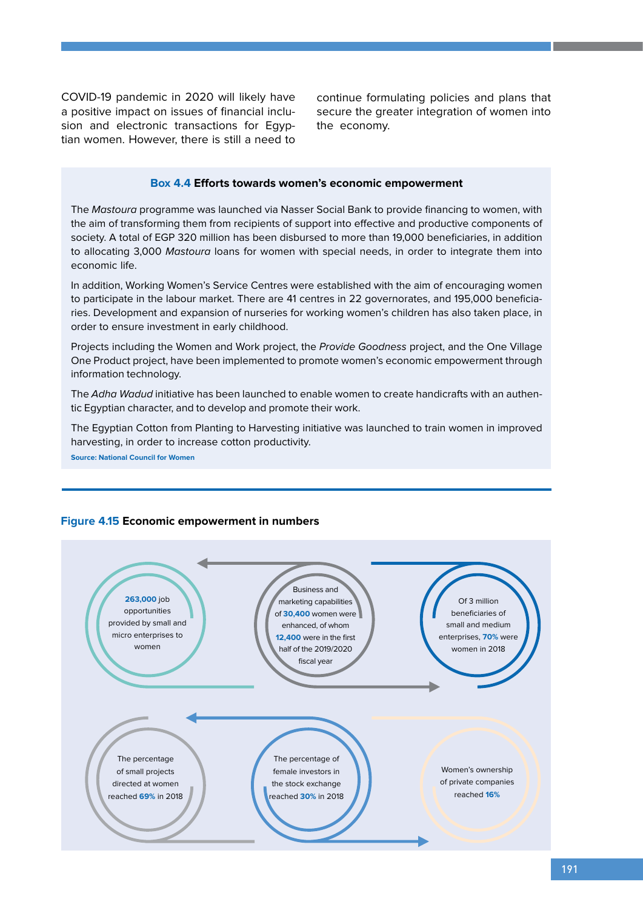COVID-19 pandemic in 2020 will likely have a positive impact on issues of financial inclusion and electronic transactions for Egyptian women. However, there is still a need to continue formulating policies and plans that secure the greater integration of women into the economy.

### Box 4.4 Efforts towards women's economic empowerment

The *Mastoura* programme was launched via Nasser Social Bank to provide financing to women, with the aim of transforming them from recipients of support into effective and productive components of society. A total of EGP 320 million has been disbursed to more than 19,000 beneficiaries, in addition to allocating 3,000 *Mastoura* loans for women with special needs, in order to integrate them into economic life.

In addition, Working Women's Service Centres were established with the aim of encouraging women to participate in the labour market. There are 41 centres in 22 governorates, and 195,000 beneficiaries. Development and expansion of nurseries for working women's children has also taken place, in order to ensure investment in early childhood.

Projects including the Women and Work project, the *Provide Goodness* project, and the One Village One Product project, have been implemented to promote women's economic empowerment through information technology.

The *Adha Wadud* initiative has been launched to enable women to create handicrafts with an authentic Egyptian character, and to develop and promote their work.

The Egyptian Cotton from Planting to Harvesting initiative was launched to train women in improved harvesting, in order to increase cotton productivity.

**Source: National Council for Women**

### Figure 4.15 Economic empowerment in numbers

- **263,000** job opportunities provided by small and micro enterprises to women
- Business and marketing capabilities of **30,400** women were enhanced, of whom **12,400** were in the first half of the 2019/2020 fiscal year
- Of 3 million beneficiaries of small and medium enterprises, **70%** were women in 2018
- The percentage of small projects directed at women reached **69%** in 2018
- The percentage of female investors in the stock exchange reached **30%** in 2018
- Women's ownership of private companies reached **16%**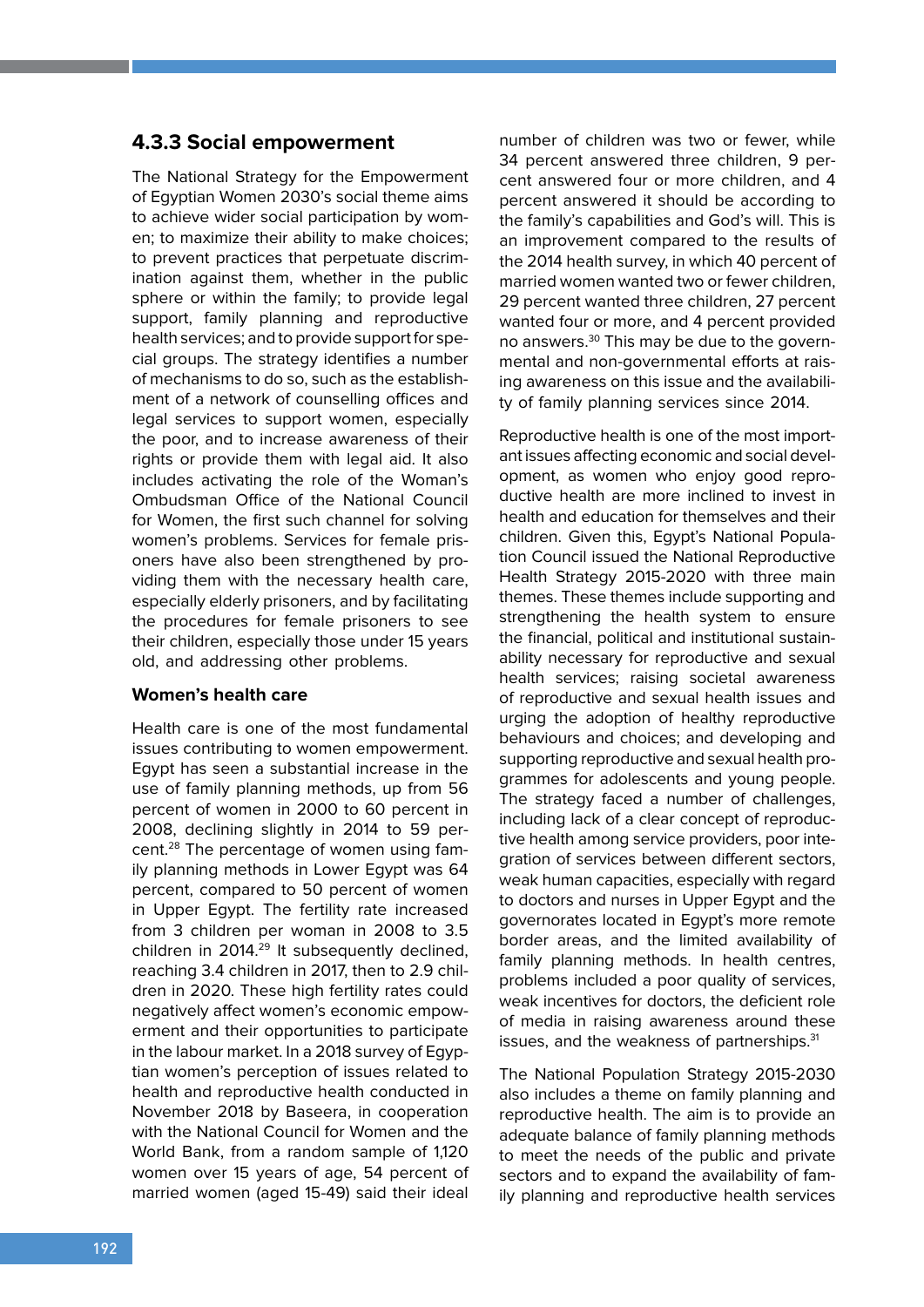### 4.3.3 Social empowerment

The National Strategy for the Empowerment of Egyptian Women 2030's social theme aims to achieve wider social participation by women; to maximize their ability to make choices; to prevent practices that perpetuate discrimination against them, whether in the public sphere or within the family; to provide legal support, family planning and reproductive health services; and to provide support for special groups. The strategy identifies a number of mechanisms to do so, such as the establishment of a network of counselling offices and legal services to support women, especially the poor, and to increase awareness of their rights or provide them with legal aid. It also includes activating the role of the Woman's Ombudsman Office of the National Council for Women, the first such channel for solving women's problems. Services for female prisoners have also been strengthened by providing them with the necessary health care, especially elderly prisoners, and by facilitating the procedures for female prisoners to see their children, especially those under 15 years old, and addressing other problems.

#### Women's health care

Health care is one of the most fundamental issues contributing to women empowerment. Egypt has seen a substantial increase in the use of family planning methods, up from 56 percent of women in 2000 to 60 percent in 2008, declining slightly in 2014 to 59 percent.[28] The percentage of women using family planning methods in Lower Egypt was 64 percent, compared to 50 percent of women in Upper Egypt. The fertility rate increased from 3 children per woman in 2008 to 3.5 children in 2014.[29] It subsequently declined, reaching 3.4 children in 2017, then to 2.9 children in 2020. These high fertility rates could negatively affect women's economic empowerment and their opportunities to participate in the labour market. In a 2018 survey of Egyptian women's perception of issues related to health and reproductive health conducted in November 2018 by Baseera, in cooperation with the National Council for Women and the World Bank, from a random sample of 1,120 women over 15 years of age, 54 percent of married women (aged 15-49) said their ideal number of children was two or fewer, while 34 percent answered three children, 9 percent answered four or more children, and 4 percent answered it should be according to the family's capabilities and God's will. This is an improvement compared to the results of the 2014 health survey, in which 40 percent of married women wanted two or fewer children, 29 percent wanted three children, 27 percent wanted four or more, and 4 percent provided no answers.[30] This may be due to the governmental and non-governmental efforts at raising awareness on this issue and the availability of family planning services since 2014.

Reproductive health is one of the most important issues affecting economic and social development, as women who enjoy good reproductive health are more inclined to invest in health and education for themselves and their children. Given this, Egypt's National Population Council issued the National Reproductive Health Strategy 2015-2020 with three main themes. These themes include supporting and strengthening the health system to ensure the financial, political and institutional sustainability necessary for reproductive and sexual health services; raising societal awareness of reproductive and sexual health issues and urging the adoption of healthy reproductive behaviours and choices; and developing and supporting reproductive and sexual health programmes for adolescents and young people. The strategy faced a number of challenges, including lack of a clear concept of reproductive health among service providers, poor integration of services between different sectors, weak human capacities, especially with regard to doctors and nurses in Upper Egypt and the governorates located in Egypt's more remote border areas, and the limited availability of family planning methods. In health centres, problems included a poor quality of services, weak incentives for doctors, the deficient role of media in raising awareness around these issues, and the weakness of partnerships.[31]

The National Population Strategy 2015-2030 also includes a theme on family planning and reproductive health. The aim is to provide an adequate balance of family planning methods to meet the needs of the public and private sectors and to expand the availability of family planning and reproductive health services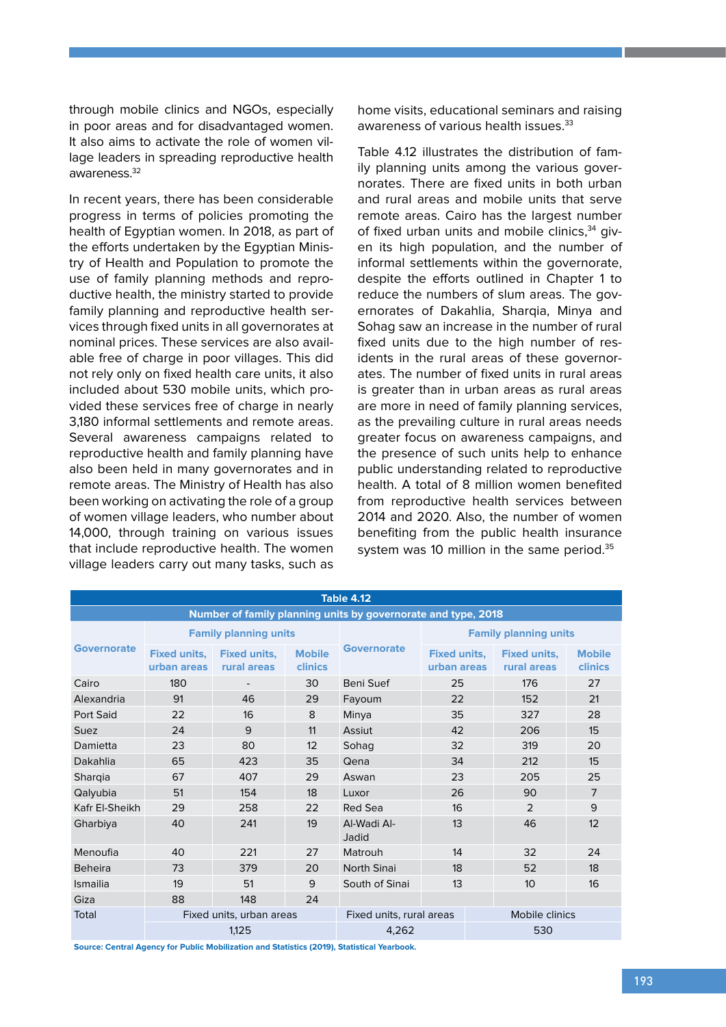through mobile clinics and NGOs, especially in poor areas and for disadvantaged women. It also aims to activate the role of women village leaders in spreading reproductive health awareness.[32]

In recent years, there has been considerable progress in terms of policies promoting the health of Egyptian women. In 2018, as part of the efforts undertaken by the Egyptian Ministry of Health and Population to promote the use of family planning methods and reproductive health, the ministry started to provide family planning and reproductive health services through fixed units in all governorates at nominal prices. These services are also available free of charge in poor villages. This did not rely only on fixed health care units, it also included about 530 mobile units, which provided these services free of charge in nearly 3,180 informal settlements and remote areas. Several awareness campaigns related to reproductive health and family planning have also been held in many governorates and in remote areas. The Ministry of Health has also been working on activating the role of a group of women village leaders, who number about 14,000, through training on various issues that include reproductive health. The women village leaders carry out many tasks, such as home visits, educational seminars and raising awareness of various health issues.[33]

Table 4.12 illustrates the distribution of family planning units among the various governorates. There are fixed units in both urban and rural areas and mobile units that serve remote areas. Cairo has the largest number of fixed urban units and mobile clinics,[34] given its high population, and the number of informal settlements within the governorate, despite the efforts outlined in Chapter 1 to reduce the numbers of slum areas. The governorates of Dakahlia, Sharqia, Minya and Sohag saw an increase in the number of rural fixed units due to the high number of residents in the rural areas of these governorates. The number of fixed units in rural areas is greater than in urban areas as rural areas are more in need of family planning services, as the prevailing culture in rural areas needs greater focus on awareness campaigns, and the presence of such units help to enhance public understanding related to reproductive health. A total of 8 million women benefited from reproductive health services between 2014 and 2020. Also, the number of women benefiting from the public health insurance system was 10 million in the same period.[35]

**Table 4.12**

**Number of family planning units by governorate and type, 2018**

| Governorate | Family planning units | | | Governorate | Family planning units | | |
|---|---|---|---|---|---|---|---|
| | Fixed units, urban areas | Fixed units, rural areas | Mobile clinics | | Fixed units, urban areas | Fixed units, rural areas | Mobile clinics |
| Cairo | 180 | - | 30 | Beni Suef | 25 | 176 | 27 |
| Alexandria | 91 | 46 | 29 | Fayoum | 22 | 152 | 21 |
| Port Said | 22 | 16 | 8 | Minya | 35 | 327 | 28 |
| Suez | 24 | 9 | 11 | Assiut | 42 | 206 | 15 |
| Damietta | 23 | 80 | 12 | Sohag | 32 | 319 | 20 |
| Dakahlia | 65 | 423 | 35 | Qena | 34 | 212 | 15 |
| Sharqia | 67 | 407 | 29 | Aswan | 23 | 205 | 25 |
| Qalyubia | 51 | 154 | 18 | Luxor | 26 | 90 | 7 |
| Kafr El-Sheikh | 29 | 258 | 22 | Red Sea | 16 | 2 | 9 |
| Gharbiya | 40 | 241 | 19 | Al-Wadi Al-Jadid | 13 | 46 | 12 |
| Menoufia | 40 | 221 | 27 | Matrouh | 14 | 32 | 24 |
| Beheira | 73 | 379 | 20 | North Sinai | 18 | 52 | 18 |
| Ismailia | 19 | 51 | 9 | South of Sinai | 13 | 10 | 16 |
| Giza | 88 | 148 | 24 | | | | |
| Total | Fixed units, urban areas | | | Fixed units, rural areas | | Mobile clinics | |
| | 1,125 | | | 4,262 | | 530 | |

**Source: Central Agency for Public Mobilization and Statistics (2019), Statistical Yearbook.**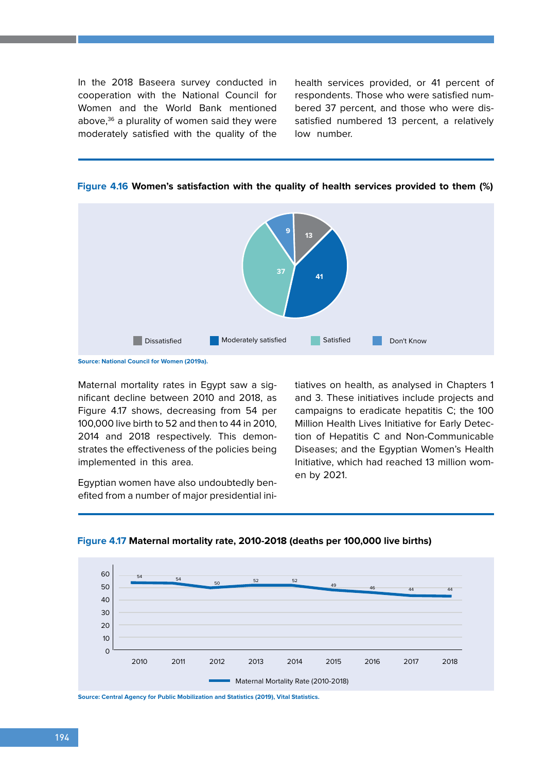In the 2018 Baseera survey conducted in cooperation with the National Council for Women and the World Bank mentioned above,[36] a plurality of women said they were moderately satisfied with the quality of the health services provided, or 41 percent of respondents. Those who were satisfied numbered 37 percent, and those who were dissatisfied numbered 13 percent, a relatively low number.

**Figure 4.16 Women's satisfaction with the quality of health services provided to them (%)**

| Category | % |
|---|---|
| Dissatisfied | 13 |
| Moderately satisfied | 41 |
| Satisfied | 37 |
| Don't Know | 9 |

Source: National Council for Women (2019a).

Maternal mortality rates in Egypt saw a significant decline between 2010 and 2018, as Figure 4.17 shows, decreasing from 54 per 100,000 live birth to 52 and then to 44 in 2010, 2014 and 2018 respectively. This demonstrates the effectiveness of the policies being implemented in this area.

Egyptian women have also undoubtedly benefited from a number of major presidential initiatives on health, as analysed in Chapters 1 and 3. These initiatives include projects and campaigns to eradicate hepatitis C; the 100 Million Health Lives Initiative for Early Detection of Hepatitis C and Non-Communicable Diseases; and the Egyptian Women's Health Initiative, which had reached 13 million women by 2021.

**Figure 4.17 Maternal mortality rate, 2010-2018 (deaths per 100,000 live births)**

| Year | Maternal Mortality Rate (2010-2018) |
|---|---|
| 2010 | 54 |
| 2011 | 54 |
| 2012 | 50 |
| 2013 | 52 |
| 2014 | 52 |
| 2015 | 49 |
| 2016 | 46 |
| 2017 | 44 |
| 2018 | 44 |

Source: Central Agency for Public Mobilization and Statistics (2019), Vital Statistics.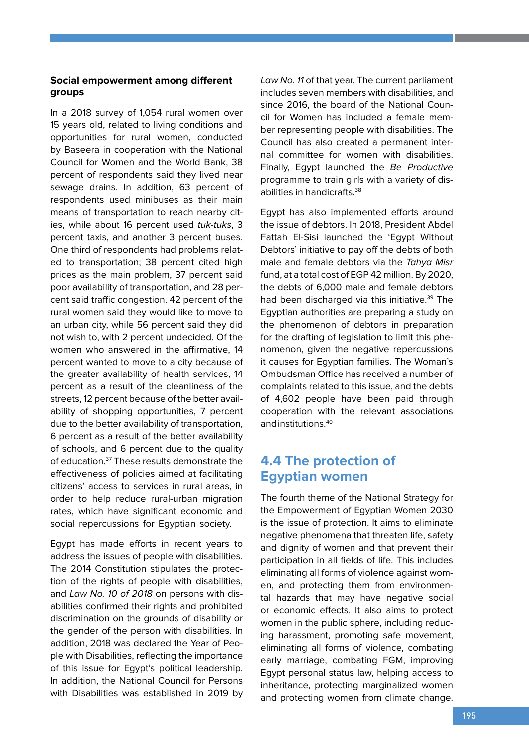### Social empowerment among different groups

In a 2018 survey of 1,054 rural women over 15 years old, related to living conditions and opportunities for rural women, conducted by Baseera in cooperation with the National Council for Women and the World Bank, 38 percent of respondents said they lived near sewage drains. In addition, 63 percent of respondents used minibuses as their main means of transportation to reach nearby cities, while about 16 percent used *tuk-tuks*, 3 percent taxis, and another 3 percent buses. One third of respondents had problems related to transportation; 38 percent cited high prices as the main problem, 37 percent said poor availability of transportation, and 28 percent said traffic congestion. 42 percent of the rural women said they would like to move to an urban city, while 56 percent said they did not wish to, with 2 percent undecided. Of the women who answered in the affirmative, 14 percent wanted to move to a city because of the greater availability of health services, 14 percent as a result of the cleanliness of the streets, 12 percent because of the better availability of shopping opportunities, 7 percent due to the better availability of transportation, 6 percent as a result of the better availability of schools, and 6 percent due to the quality of education.[37] These results demonstrate the effectiveness of policies aimed at facilitating citizens' access to services in rural areas, in order to help reduce rural-urban migration rates, which have significant economic and social repercussions for Egyptian society.

Egypt has made efforts in recent years to address the issues of people with disabilities. The 2014 Constitution stipulates the protection of the rights of people with disabilities, and *Law No. 10 of 2018* on persons with disabilities confirmed their rights and prohibited discrimination on the grounds of disability or the gender of the person with disabilities. In addition, 2018 was declared the Year of People with Disabilities, reflecting the importance of this issue for Egypt's political leadership. In addition, the National Council for Persons with Disabilities was established in 2019 by *Law No. 11* of that year. The current parliament includes seven members with disabilities, and since 2016, the board of the National Council for Women has included a female member representing people with disabilities. The Council has also created a permanent internal committee for women with disabilities. Finally, Egypt launched the *Be Productive* programme to train girls with a variety of disabilities in handicrafts.[38]

Egypt has also implemented efforts around the issue of debtors. In 2018, President Abdel Fattah El-Sisi launched the 'Egypt Without Debtors' initiative to pay off the debts of both male and female debtors via the *Tahya Misr* fund, at a total cost of EGP 42 million. By 2020, the debts of 6,000 male and female debtors had been discharged via this initiative.[39] The Egyptian authorities are preparing a study on the phenomenon of debtors in preparation for the drafting of legislation to limit this phenomenon, given the negative repercussions it causes for Egyptian families. The Woman's Ombudsman Office has received a number of complaints related to this issue, and the debts of 4,602 people have been paid through cooperation with the relevant associations and institutions.[40]

## 4.4 The protection of Egyptian women

The fourth theme of the National Strategy for the Empowerment of Egyptian Women 2030 is the issue of protection. It aims to eliminate negative phenomena that threaten life, safety and dignity of women and that prevent their participation in all fields of life. This includes eliminating all forms of violence against women, and protecting them from environmental hazards that may have negative social or economic effects. It also aims to protect women in the public sphere, including reducing harassment, promoting safe movement, eliminating all forms of violence, combating early marriage, combating FGM, improving Egypt personal status law, helping access to inheritance, protecting marginalized women and protecting women from climate change.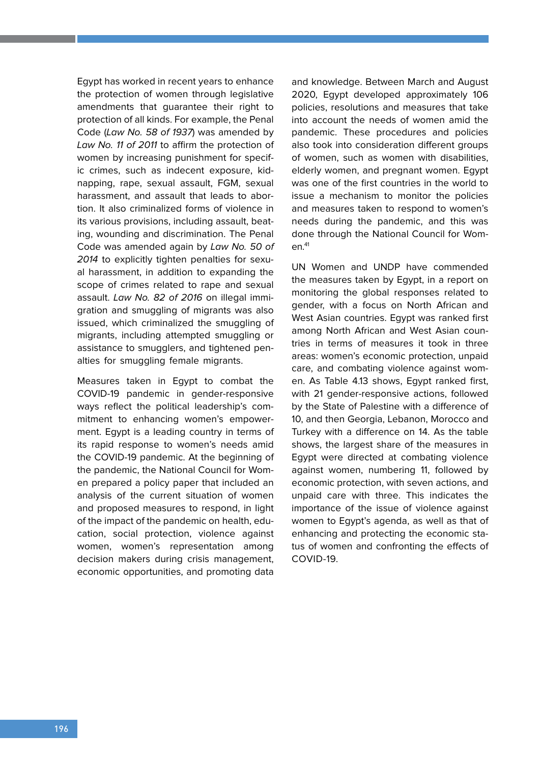Egypt has worked in recent years to enhance the protection of women through legislative amendments that guarantee their right to protection of all kinds. For example, the Penal Code (*Law No. 58 of 1937*) was amended by *Law No. 11 of 2011* to affirm the protection of women by increasing punishment for specific crimes, such as indecent exposure, kidnapping, rape, sexual assault, FGM, sexual harassment, and assault that leads to abortion. It also criminalized forms of violence in its various provisions, including assault, beating, wounding and discrimination. The Penal Code was amended again by *Law No. 50 of 2014* to explicitly tighten penalties for sexual harassment, in addition to expanding the scope of crimes related to rape and sexual assault. *Law No. 82 of 2016* on illegal immigration and smuggling of migrants was also issued, which criminalized the smuggling of migrants, including attempted smuggling or assistance to smugglers, and tightened penalties for smuggling female migrants.

Measures taken in Egypt to combat the COVID-19 pandemic in gender-responsive ways reflect the political leadership's commitment to enhancing women's empowerment. Egypt is a leading country in terms of its rapid response to women's needs amid the COVID-19 pandemic. At the beginning of the pandemic, the National Council for Women prepared a policy paper that included an analysis of the current situation of women and proposed measures to respond, in light of the impact of the pandemic on health, education, social protection, violence against women, women's representation among decision makers during crisis management, economic opportunities, and promoting data and knowledge. Between March and August 2020, Egypt developed approximately 106 policies, resolutions and measures that take into account the needs of women amid the pandemic. These procedures and policies also took into consideration different groups of women, such as women with disabilities, elderly women, and pregnant women. Egypt was one of the first countries in the world to issue a mechanism to monitor the policies and measures taken to respond to women's needs during the pandemic, and this was done through the National Council for Women.[41]

UN Women and UNDP have commended the measures taken by Egypt, in a report on monitoring the global responses related to gender, with a focus on North African and West Asian countries. Egypt was ranked first among North African and West Asian countries in terms of measures it took in three areas: women's economic protection, unpaid care, and combating violence against women. As Table 4.13 shows, Egypt ranked first, with 21 gender-responsive actions, followed by the State of Palestine with a difference of 10, and then Georgia, Lebanon, Morocco and Turkey with a difference on 14. As the table shows, the largest share of the measures in Egypt were directed at combating violence against women, numbering 11, followed by economic protection, with seven actions, and unpaid care with three. This indicates the importance of the issue of violence against women to Egypt's agenda, as well as that of enhancing and protecting the economic status of women and confronting the effects of COVID-19.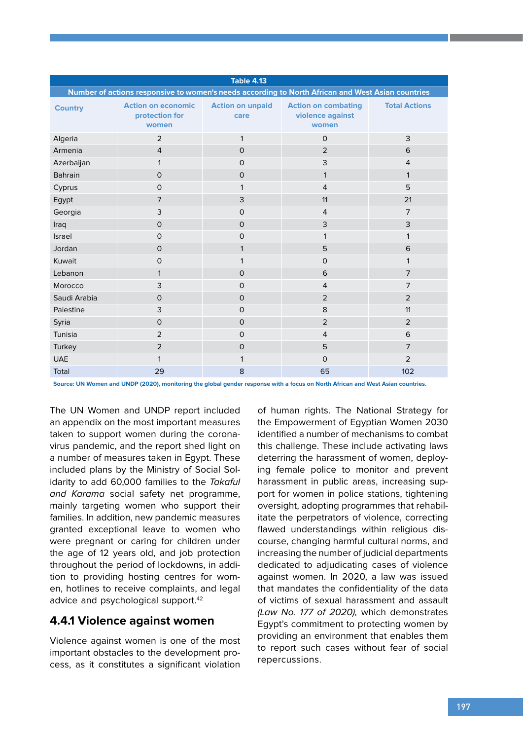**Table 4.13**

**Number of actions responsive to women's needs according to North African and West Asian countries**

| Country | Action on economic protection for women | Action on unpaid care | Action on combating violence against women | Total Actions |
|---|---|---|---|---|
| Algeria | 2 | 1 | 0 | 3 |
| Armenia | 4 | 0 | 2 | 6 |
| Azerbaijan | 1 | 0 | 3 | 4 |
| Bahrain | 0 | 0 | 1 | 1 |
| Cyprus | 0 | 1 | 4 | 5 |
| Egypt | 7 | 3 | 11 | 21 |
| Georgia | 3 | 0 | 4 | 7 |
| Iraq | 0 | 0 | 3 | 3 |
| Israel | 0 | 0 | 1 | 1 |
| Jordan | 0 | 1 | 5 | 6 |
| Kuwait | 0 | 1 | 0 | 1 |
| Lebanon | 1 | 0 | 6 | 7 |
| Morocco | 3 | 0 | 4 | 7 |
| Saudi Arabia | 0 | 0 | 2 | 2 |
| Palestine | 3 | 0 | 8 | 11 |
| Syria | 0 | 0 | 2 | 2 |
| Tunisia | 2 | 0 | 4 | 6 |
| Turkey | 2 | 0 | 5 | 7 |
| UAE | 1 | 1 | 0 | 2 |
| Total | 29 | 8 | 65 | 102 |

**Source: UN Women and UNDP (2020), monitoring the global gender response with a focus on North African and West Asian countries.**

The UN Women and UNDP report included an appendix on the most important measures taken to support women during the coronavirus pandemic, and the report shed light on a number of measures taken in Egypt. These included plans by the Ministry of Social Solidarity to add 60,000 families to the *Takaful and Karama* social safety net programme, mainly targeting women who support their families. In addition, new pandemic measures granted exceptional leave to women who were pregnant or caring for children under the age of 12 years old, and job protection throughout the period of lockdowns, in addition to providing hosting centres for women, hotlines to receive complaints, and legal advice and psychological support.[42]

## 4.4.1 Violence against women

Violence against women is one of the most important obstacles to the development process, as it constitutes a significant violation of human rights. The National Strategy for the Empowerment of Egyptian Women 2030 identified a number of mechanisms to combat this challenge. These include activating laws deterring the harassment of women, deploying female police to monitor and prevent harassment in public areas, increasing support for women in police stations, tightening oversight, adopting programmes that rehabilitate the perpetrators of violence, correcting flawed understandings within religious discourse, changing harmful cultural norms, and increasing the number of judicial departments dedicated to adjudicating cases of violence against women. In 2020, a law was issued that mandates the confidentiality of the data of victims of sexual harassment and assault *(Law No. 177 of 2020),* which demonstrates Egypt's commitment to protecting women by providing an environment that enables them to report such cases without fear of social repercussions.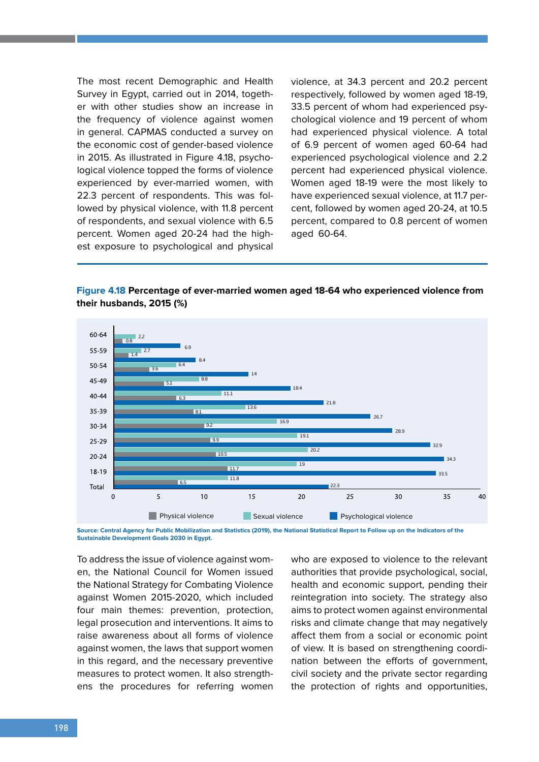The most recent Demographic and Health Survey in Egypt, carried out in 2014, together with other studies show an increase in the frequency of violence against women in general. CAPMAS conducted a survey on the economic cost of gender-based violence in 2015. As illustrated in Figure 4.18, psychological violence topped the forms of violence experienced by ever-married women, with 22.3 percent of respondents. This was followed by physical violence, with 11.8 percent of respondents, and sexual violence with 6.5 percent. Women aged 20-24 had the highest exposure to psychological and physical violence, at 34.3 percent and 20.2 percent respectively, followed by women aged 18-19, 33.5 percent of whom had experienced psychological violence and 19 percent of whom had experienced physical violence. A total of 6.9 percent of women aged 60-64 had experienced psychological violence and 2.2 percent had experienced physical violence. Women aged 18-19 were the most likely to have experienced sexual violence, at 11.7 percent, followed by women aged 20-24, at 10.5 percent, compared to 0.8 percent of women aged 60-64.

**Figure 4.18 Percentage of ever-married women aged 18-64 who experienced violence from their husbands, 2015 (%)**

| Age | Physical violence | Sexual violence | Psychological violence |
|---|---|---|---|
| 60-64 | 0.8 | 2.2 | 6.9 |
| 55-59 | 1.4 | 2.7 | 8.4 |
| 50-54 | 3.6 | 6.4 | 14 |
| 45-49 | 5.1 | 8.8 | 18.4 |
| 40-44 | 6.3 | 11.1 | 21.8 |
| 35-39 | 8.1 | 13.6 | 26.7 |
| 30-34 | 9.2 | 16.9 | 28.9 |
| 25-29 | 9.9 | 19.1 | 32.9 |
| 20-24 | 10.5 | 20.2 | 34.3 |
| 18-19 | 11.7 | 19 | 33.5 |
| Total | 6.5 | 11.8 | 22.3 |

**Source: Central Agency for Public Mobilization and Statistics (2019), the National Statistical Report to Follow up on the Indicators of the Sustainable Development Goals 2030 in Egypt.**

To address the issue of violence against women, the National Council for Women issued the National Strategy for Combating Violence against Women 2015-2020, which included four main themes: prevention, protection, legal prosecution and interventions. It aims to raise awareness about all forms of violence against women, the laws that support women in this regard, and the necessary preventive measures to protect women. It also strengthens the procedures for referring women who are exposed to violence to the relevant authorities that provide psychological, social, health and economic support, pending their reintegration into society. The strategy also aims to protect women against environmental risks and climate change that may negatively affect them from a social or economic point of view. It is based on strengthening coordination between the efforts of government, civil society and the private sector regarding the protection of rights and opportunities,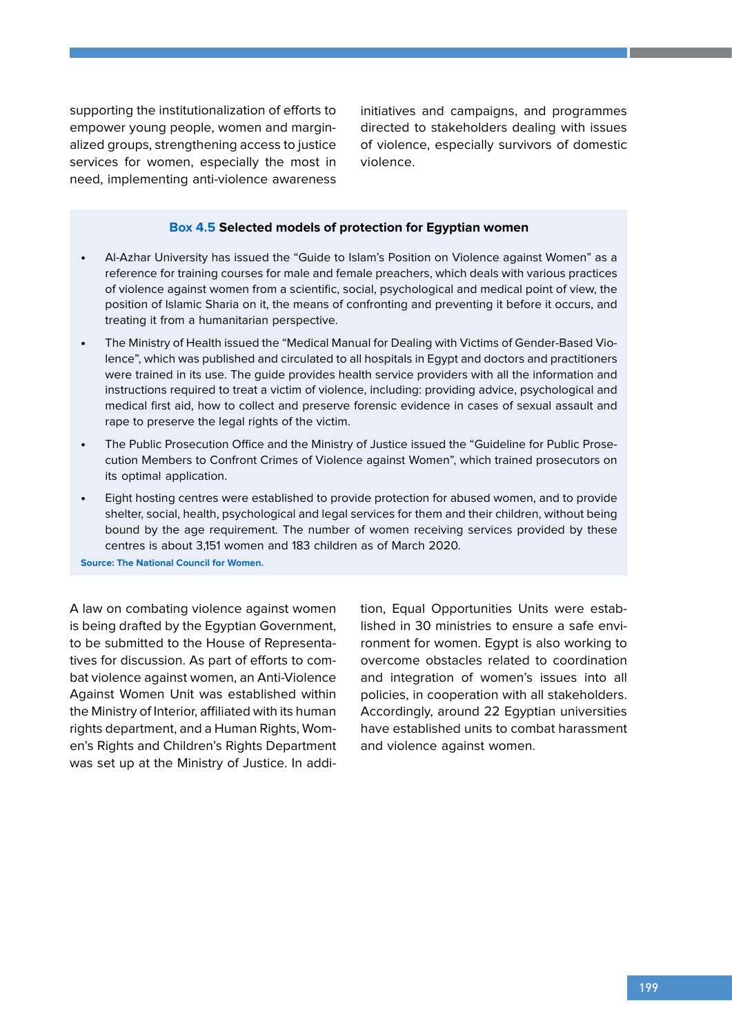supporting the institutionalization of efforts to empower young people, women and marginalized groups, strengthening access to justice services for women, especially the most in need, implementing anti-violence awareness initiatives and campaigns, and programmes directed to stakeholders dealing with issues of violence, especially survivors of domestic violence.

**Box 4.5 Selected models of protection for Egyptian women**

- Al-Azhar University has issued the "Guide to Islam's Position on Violence against Women" as a reference for training courses for male and female preachers, which deals with various practices of violence against women from a scientific, social, psychological and medical point of view, the position of Islamic Sharia on it, the means of confronting and preventing it before it occurs, and treating it from a humanitarian perspective.
- The Ministry of Health issued the "Medical Manual for Dealing with Victims of Gender-Based Violence", which was published and circulated to all hospitals in Egypt and doctors and practitioners were trained in its use. The guide provides health service providers with all the information and instructions required to treat a victim of violence, including: providing advice, psychological and medical first aid, how to collect and preserve forensic evidence in cases of sexual assault and rape to preserve the legal rights of the victim.
- The Public Prosecution Office and the Ministry of Justice issued the "Guideline for Public Prosecution Members to Confront Crimes of Violence against Women", which trained prosecutors on its optimal application.
- Eight hosting centres were established to provide protection for abused women, and to provide shelter, social, health, psychological and legal services for them and their children, without being bound by the age requirement. The number of women receiving services provided by these centres is about 3,151 women and 183 children as of March 2020.

**Source: The National Council for Women.**

A law on combating violence against women is being drafted by the Egyptian Government, to be submitted to the House of Representatives for discussion. As part of efforts to combat violence against women, an Anti-Violence Against Women Unit was established within the Ministry of Interior, affiliated with its human rights department, and a Human Rights, Women's Rights and Children's Rights Department was set up at the Ministry of Justice. In addition, Equal Opportunities Units were established in 30 ministries to ensure a safe environment for women. Egypt is also working to overcome obstacles related to coordination and integration of women's issues into all policies, in cooperation with all stakeholders. Accordingly, around 22 Egyptian universities have established units to combat harassment and violence against women.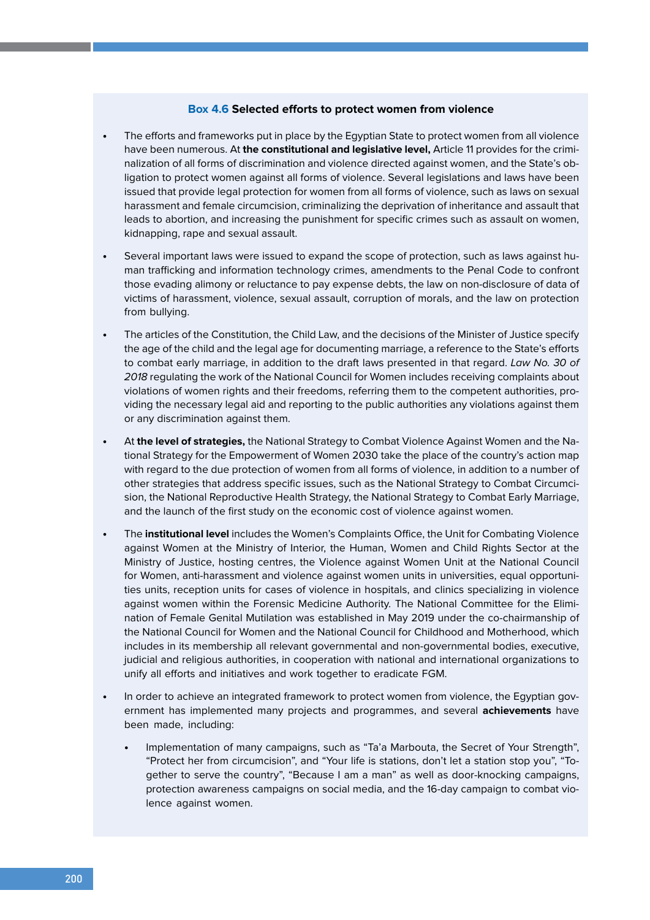**Box 4.6 Selected efforts to protect women from violence**

- The efforts and frameworks put in place by the Egyptian State to protect women from all violence have been numerous. At **the constitutional and legislative level,** Article 11 provides for the criminalization of all forms of discrimination and violence directed against women, and the State's obligation to protect women against all forms of violence. Several legislations and laws have been issued that provide legal protection for women from all forms of violence, such as laws on sexual harassment and female circumcision, criminalizing the deprivation of inheritance and assault that leads to abortion, and increasing the punishment for specific crimes such as assault on women, kidnapping, rape and sexual assault.
- Several important laws were issued to expand the scope of protection, such as laws against human trafficking and information technology crimes, amendments to the Penal Code to confront those evading alimony or reluctance to pay expense debts, the law on non-disclosure of data of victims of harassment, violence, sexual assault, corruption of morals, and the law on protection from bullying.
- The articles of the Constitution, the Child Law, and the decisions of the Minister of Justice specify the age of the child and the legal age for documenting marriage, a reference to the State's efforts to combat early marriage, in addition to the draft laws presented in that regard. *Law No. 30 of 2018* regulating the work of the National Council for Women includes receiving complaints about violations of women rights and their freedoms, referring them to the competent authorities, providing the necessary legal aid and reporting to the public authorities any violations against them or any discrimination against them.
- At **the level of strategies,** the National Strategy to Combat Violence Against Women and the National Strategy for the Empowerment of Women 2030 take the place of the country's action map with regard to the due protection of women from all forms of violence, in addition to a number of other strategies that address specific issues, such as the National Strategy to Combat Circumcision, the National Reproductive Health Strategy, the National Strategy to Combat Early Marriage, and the launch of the first study on the economic cost of violence against women.
- The **institutional level** includes the Women's Complaints Office, the Unit for Combating Violence against Women at the Ministry of Interior, the Human, Women and Child Rights Sector at the Ministry of Justice, hosting centres, the Violence against Women Unit at the National Council for Women, anti-harassment and violence against women units in universities, equal opportunities units, reception units for cases of violence in hospitals, and clinics specializing in violence against women within the Forensic Medicine Authority. The National Committee for the Elimination of Female Genital Mutilation was established in May 2019 under the co-chairmanship of the National Council for Women and the National Council for Childhood and Motherhood, which includes in its membership all relevant governmental and non-governmental bodies, executive, judicial and religious authorities, in cooperation with national and international organizations to unify all efforts and initiatives and work together to eradicate FGM.
- In order to achieve an integrated framework to protect women from violence, the Egyptian government has implemented many projects and programmes, and several **achievements** have been made, including:
  - Implementation of many campaigns, such as "Ta'a Marbouta, the Secret of Your Strength", "Protect her from circumcision", and "Your life is stations, don't let a station stop you", "Together to serve the country", "Because I am a man" as well as door-knocking campaigns, protection awareness campaigns on social media, and the 16-day campaign to combat violence against women.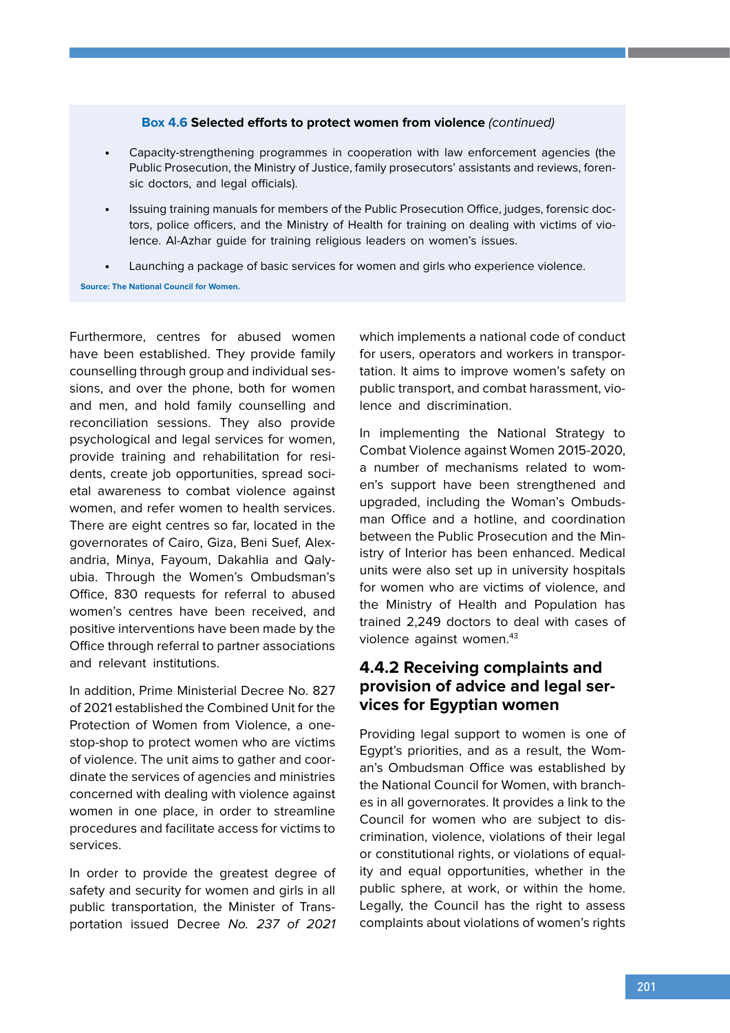**Box 4.6 Selected efforts to protect women from violence** *(continued)*

- Capacity-strengthening programmes in cooperation with law enforcement agencies (the Public Prosecution, the Ministry of Justice, family prosecutors' assistants and reviews, forensic doctors, and legal officials).
- Issuing training manuals for members of the Public Prosecution Office, judges, forensic doctors, police officers, and the Ministry of Health for training on dealing with victims of violence. Al-Azhar guide for training religious leaders on women's issues.
- Launching a package of basic services for women and girls who experience violence.

Source: The National Council for Women.

Furthermore, centres for abused women have been established. They provide family counselling through group and individual sessions, and over the phone, both for women and men, and hold family counselling and reconciliation sessions. They also provide psychological and legal services for women, provide training and rehabilitation for residents, create job opportunities, spread societal awareness to combat violence against women, and refer women to health services. There are eight centres so far, located in the governorates of Cairo, Giza, Beni Suef, Alexandria, Minya, Fayoum, Dakahlia and Qalyubia. Through the Women's Ombudsman's Office, 830 requests for referral to abused women's centres have been received, and positive interventions have been made by the Office through referral to partner associations and relevant institutions.

In addition, Prime Ministerial Decree No. 827 of 2021 established the Combined Unit for the Protection of Women from Violence, a one-stop-shop to protect women who are victims of violence. The unit aims to gather and coordinate the services of agencies and ministries concerned with dealing with violence against women in one place, in order to streamline procedures and facilitate access for victims to services.

In order to provide the greatest degree of safety and security for women and girls in all public transportation, the Minister of Transportation issued Decree *No. 237 of 2021* which implements a national code of conduct for users, operators and workers in transportation. It aims to improve women's safety on public transport, and combat harassment, violence and discrimination.

In implementing the National Strategy to Combat Violence against Women 2015-2020, a number of mechanisms related to women's support have been strengthened and upgraded, including the Woman's Ombudsman Office and a hotline, and coordination between the Public Prosecution and the Ministry of Interior has been enhanced. Medical units were also set up in university hospitals for women who are victims of violence, and the Ministry of Health and Population has trained 2,249 doctors to deal with cases of violence against women.[43]

### 4.4.2 Receiving complaints and provision of advice and legal services for Egyptian women

Providing legal support to women is one of Egypt's priorities, and as a result, the Woman's Ombudsman Office was established by the National Council for Women, with branches in all governorates. It provides a link to the Council for women who are subject to discrimination, violence, violations of their legal or constitutional rights, or violations of equality and equal opportunities, whether in the public sphere, at work, or within the home. Legally, the Council has the right to assess complaints about violations of women's rights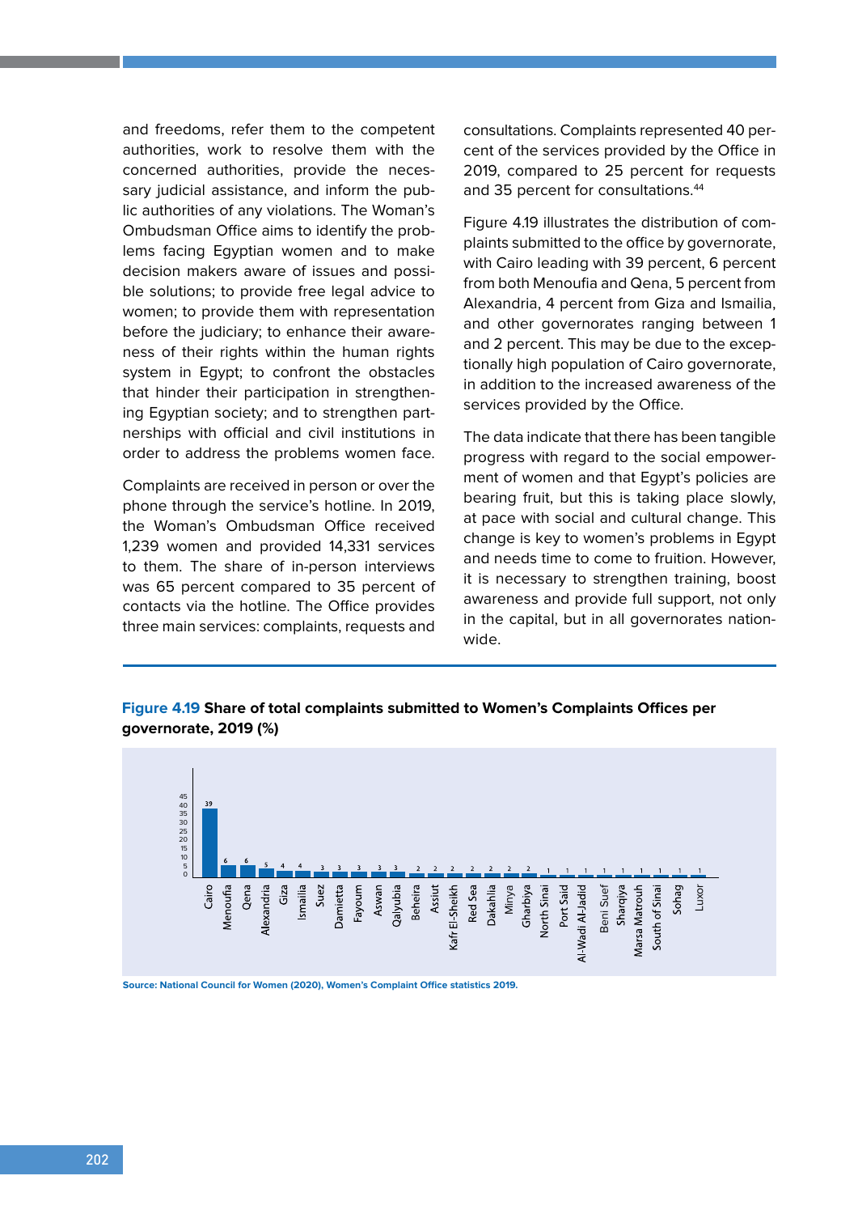and freedoms, refer them to the competent authorities, work to resolve them with the concerned authorities, provide the necessary judicial assistance, and inform the public authorities of any violations. The Woman's Ombudsman Office aims to identify the problems facing Egyptian women and to make decision makers aware of issues and possible solutions; to provide free legal advice to women; to provide them with representation before the judiciary; to enhance their awareness of their rights within the human rights system in Egypt; to confront the obstacles that hinder their participation in strengthening Egyptian society; and to strengthen partnerships with official and civil institutions in order to address the problems women face.

Complaints are received in person or over the phone through the service's hotline. In 2019, the Woman's Ombudsman Office received 1,239 women and provided 14,331 services to them. The share of in-person interviews was 65 percent compared to 35 percent of contacts via the hotline. The Office provides three main services: complaints, requests and consultations. Complaints represented 40 percent of the services provided by the Office in 2019, compared to 25 percent for requests and 35 percent for consultations.[44]

Figure 4.19 illustrates the distribution of complaints submitted to the office by governorate, with Cairo leading with 39 percent, 6 percent from both Menoufia and Qena, 5 percent from Alexandria, 4 percent from Giza and Ismailia, and other governorates ranging between 1 and 2 percent. This may be due to the exceptionally high population of Cairo governorate, in addition to the increased awareness of the services provided by the Office.

The data indicate that there has been tangible progress with regard to the social empowerment of women and that Egypt's policies are bearing fruit, but this is taking place slowly, at pace with social and cultural change. This change is key to women's problems in Egypt and needs time to come to fruition. However, it is necessary to strengthen training, boost awareness and provide full support, not only in the capital, but in all governorates nationwide.

**Figure 4.19 Share of total complaints submitted to Women's Complaints Offices per governorate, 2019 (%)**

| Governorate | % |
|---|---|
| Cairo | 39 |
| Menoufia | 6 |
| Qena | 6 |
| Alexandria | 5 |
| Giza | 4 |
| Ismailia | 4 |
| Suez | 3 |
| Damietta | 3 |
| Fayoum | 3 |
| Aswan | 3 |
| Qalyubia | 3 |
| Beheira | 2 |
| Assiut | 2 |
| Kafr El-Sheikh | 2 |
| Red Sea | 2 |
| Dakahlia | 2 |
| Minya | 2 |
| Gharbiya | 2 |
| North Sinai | 1 |
| Port Said | 1 |
| Al-Wadi Al-Jadid | 1 |
| Beni Suef | 1 |
| Sharqiya | 1 |
| Marsa Matrouh | 1 |
| South of Sinai | 1 |
| Sohag | 1 |
| Luxor | 1 |

Source: National Council for Women (2020), Women's Complaint Office statistics 2019.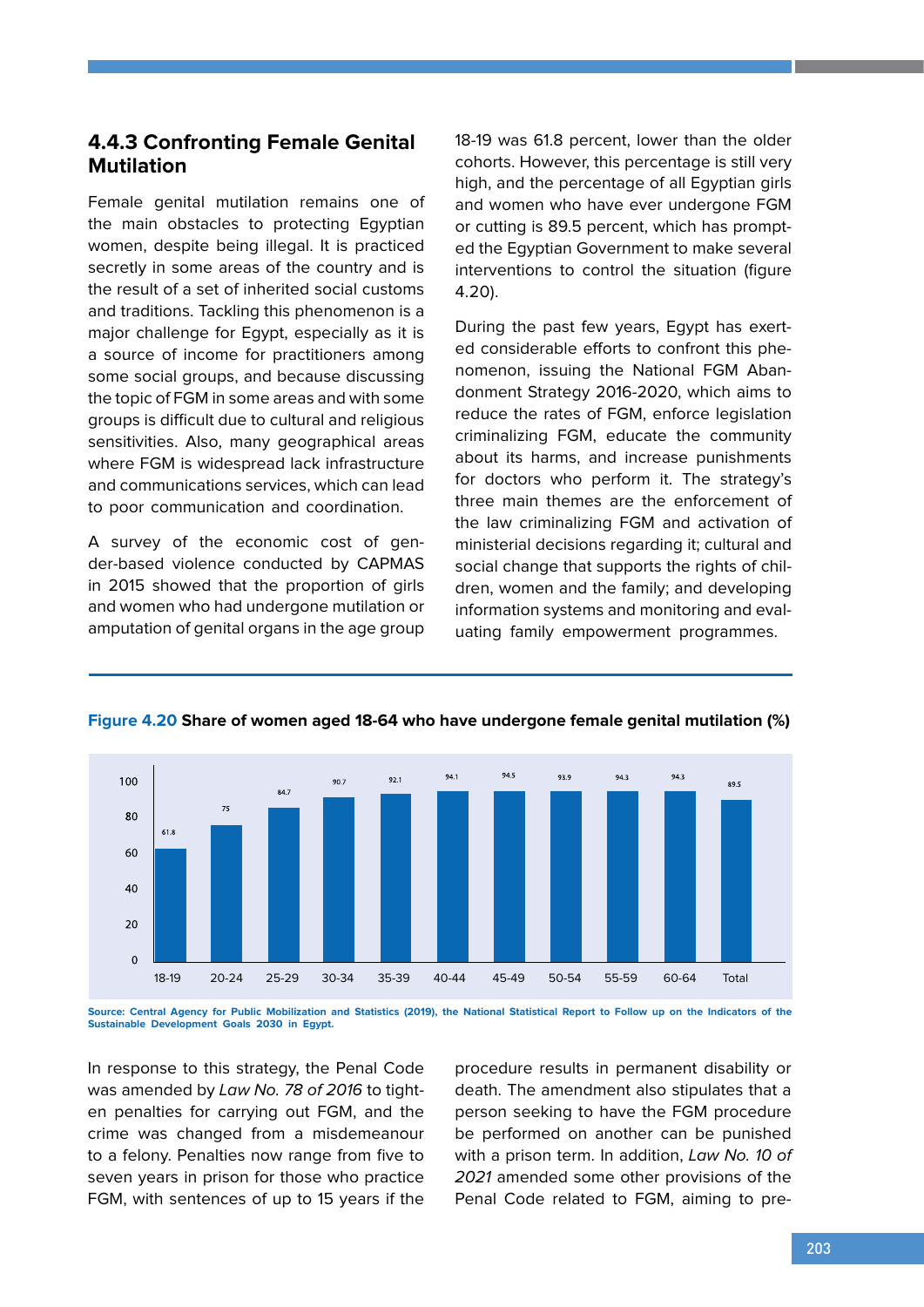### 4.4.3 Confronting Female Genital Mutilation

Female genital mutilation remains one of the main obstacles to protecting Egyptian women, despite being illegal. It is practiced secretly in some areas of the country and is the result of a set of inherited social customs and traditions. Tackling this phenomenon is a major challenge for Egypt, especially as it is a source of income for practitioners among some social groups, and because discussing the topic of FGM in some areas and with some groups is difficult due to cultural and religious sensitivities. Also, many geographical areas where FGM is widespread lack infrastructure and communications services, which can lead to poor communication and coordination.

A survey of the economic cost of gender-based violence conducted by CAPMAS in 2015 showed that the proportion of girls and women who had undergone mutilation or amputation of genital organs in the age group 18-19 was 61.8 percent, lower than the older cohorts. However, this percentage is still very high, and the percentage of all Egyptian girls and women who have ever undergone FGM or cutting is 89.5 percent, which has prompted the Egyptian Government to make several interventions to control the situation (figure 4.20).

During the past few years, Egypt has exerted considerable efforts to confront this phenomenon, issuing the National FGM Abandonment Strategy 2016-2020, which aims to reduce the rates of FGM, enforce legislation criminalizing FGM, educate the community about its harms, and increase punishments for doctors who perform it. The strategy's three main themes are the enforcement of the law criminalizing FGM and activation of ministerial decisions regarding it; cultural and social change that supports the rights of children, women and the family; and developing information systems and monitoring and evaluating family empowerment programmes.

**Figure 4.20 Share of women aged 18-64 who have undergone female genital mutilation (%)**

| Age group | 18-19 | 20-24 | 25-29 | 30-34 | 35-39 | 40-44 | 45-49 | 50-54 | 55-59 | 60-64 | Total |
|---|---|---|---|---|---|---|---|---|---|---|---|
| % | 61.8 | 75 | 84.7 | 90.7 | 92.1 | 94.1 | 94.5 | 93.9 | 94.3 | 94.3 | 89.5 |

Source: Central Agency for Public Mobilization and Statistics (2019), the National Statistical Report to Follow up on the Indicators of the Sustainable Development Goals 2030 in Egypt.

In response to this strategy, the Penal Code was amended by *Law No. 78 of 2016* to tighten penalties for carrying out FGM, and the crime was changed from a misdemeanour to a felony. Penalties now range from five to seven years in prison for those who practice FGM, with sentences of up to 15 years if the procedure results in permanent disability or death. The amendment also stipulates that a person seeking to have the FGM procedure be performed on another can be punished with a prison term. In addition, *Law No. 10 of 2021* amended some other provisions of the Penal Code related to FGM, aiming to pre-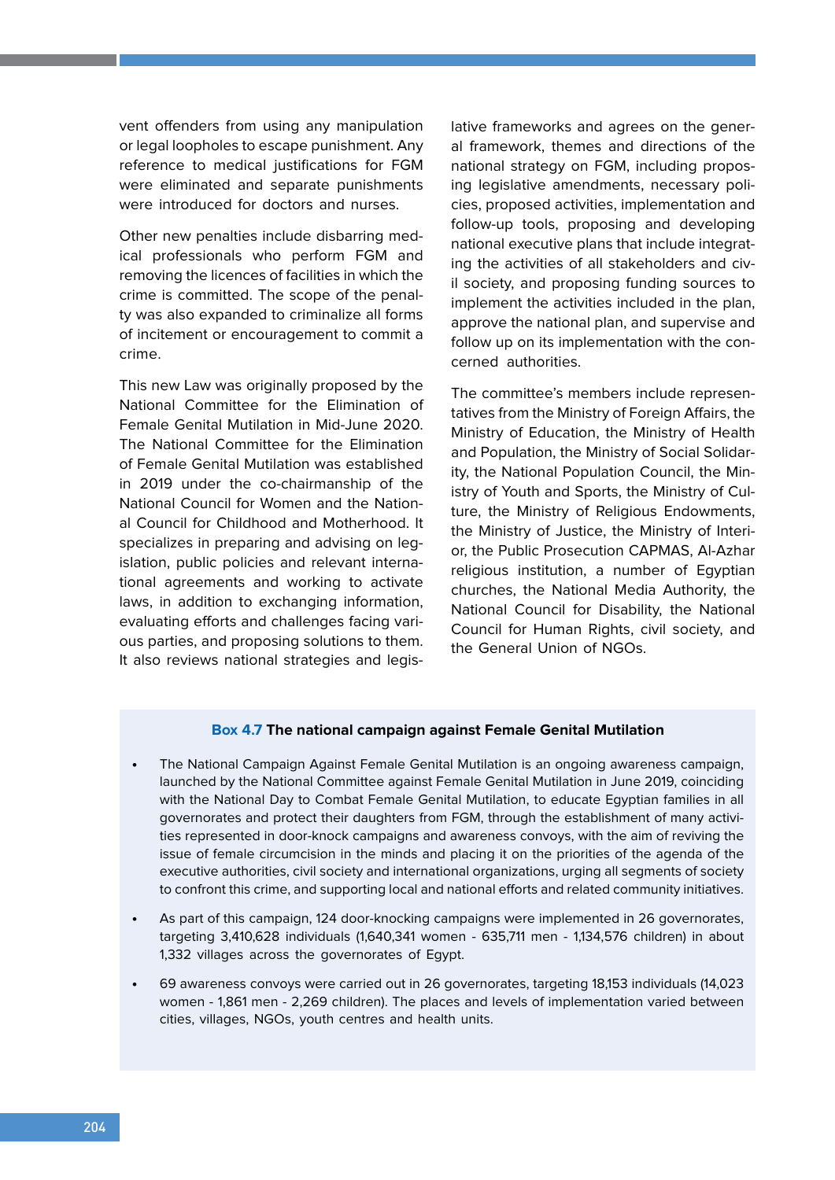vent offenders from using any manipulation or legal loopholes to escape punishment. Any reference to medical justifications for FGM were eliminated and separate punishments were introduced for doctors and nurses.

Other new penalties include disbarring medical professionals who perform FGM and removing the licences of facilities in which the crime is committed. The scope of the penalty was also expanded to criminalize all forms of incitement or encouragement to commit a crime.

This new Law was originally proposed by the National Committee for the Elimination of Female Genital Mutilation in Mid-June 2020. The National Committee for the Elimination of Female Genital Mutilation was established in 2019 under the co-chairmanship of the National Council for Women and the National Council for Childhood and Motherhood. It specializes in preparing and advising on legislation, public policies and relevant international agreements and working to activate laws, in addition to exchanging information, evaluating efforts and challenges facing various parties, and proposing solutions to them. It also reviews national strategies and legislative frameworks and agrees on the general framework, themes and directions of the national strategy on FGM, including proposing legislative amendments, necessary policies, proposed activities, implementation and follow-up tools, proposing and developing national executive plans that include integrating the activities of all stakeholders and civil society, and proposing funding sources to implement the activities included in the plan, approve the national plan, and supervise and follow up on its implementation with the concerned authorities.

The committee's members include representatives from the Ministry of Foreign Affairs, the Ministry of Education, the Ministry of Health and Population, the Ministry of Social Solidarity, the National Population Council, the Ministry of Youth and Sports, the Ministry of Culture, the Ministry of Religious Endowments, the Ministry of Justice, the Ministry of Interior, the Public Prosecution CAPMAS, Al-Azhar religious institution, a number of Egyptian churches, the National Media Authority, the National Council for Disability, the National Council for Human Rights, civil society, and the General Union of NGOs.

**Box 4.7 The national campaign against Female Genital Mutilation**

- The National Campaign Against Female Genital Mutilation is an ongoing awareness campaign, launched by the National Committee against Female Genital Mutilation in June 2019, coinciding with the National Day to Combat Female Genital Mutilation, to educate Egyptian families in all governorates and protect their daughters from FGM, through the establishment of many activities represented in door-knock campaigns and awareness convoys, with the aim of reviving the issue of female circumcision in the minds and placing it on the priorities of the agenda of the executive authorities, civil society and international organizations, urging all segments of society to confront this crime, and supporting local and national efforts and related community initiatives.
- As part of this campaign, 124 door-knocking campaigns were implemented in 26 governorates, targeting 3,410,628 individuals (1,640,341 women - 635,711 men - 1,134,576 children) in about 1,332 villages across the governorates of Egypt.
- 69 awareness convoys were carried out in 26 governorates, targeting 18,153 individuals (14,023 women - 1,861 men - 2,269 children). The places and levels of implementation varied between cities, villages, NGOs, youth centres and health units.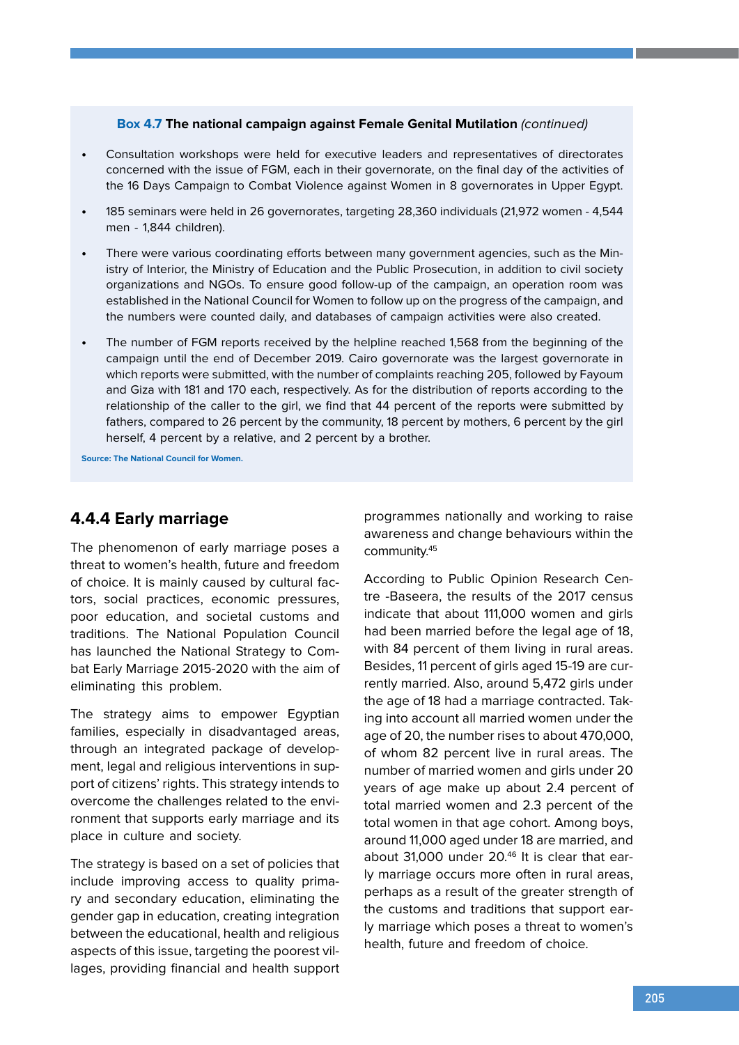**Box 4.7 The national campaign against Female Genital Mutilation** *(continued)*

- Consultation workshops were held for executive leaders and representatives of directorates concerned with the issue of FGM, each in their governorate, on the final day of the activities of the 16 Days Campaign to Combat Violence against Women in 8 governorates in Upper Egypt.
- 185 seminars were held in 26 governorates, targeting 28,360 individuals (21,972 women - 4,544 men - 1,844 children).
- There were various coordinating efforts between many government agencies, such as the Ministry of Interior, the Ministry of Education and the Public Prosecution, in addition to civil society organizations and NGOs. To ensure good follow-up of the campaign, an operation room was established in the National Council for Women to follow up on the progress of the campaign, and the numbers were counted daily, and databases of campaign activities were also created.
- The number of FGM reports received by the helpline reached 1,568 from the beginning of the campaign until the end of December 2019. Cairo governorate was the largest governorate in which reports were submitted, with the number of complaints reaching 205, followed by Fayoum and Giza with 181 and 170 each, respectively. As for the distribution of reports according to the relationship of the caller to the girl, we find that 44 percent of the reports were submitted by fathers, compared to 26 percent by the community, 18 percent by mothers, 6 percent by the girl herself, 4 percent by a relative, and 2 percent by a brother.

Source: The National Council for Women.

### 4.4.4 Early marriage

The phenomenon of early marriage poses a threat to women's health, future and freedom of choice. It is mainly caused by cultural factors, social practices, economic pressures, poor education, and societal customs and traditions. The National Population Council has launched the National Strategy to Combat Early Marriage 2015-2020 with the aim of eliminating this problem.

The strategy aims to empower Egyptian families, especially in disadvantaged areas, through an integrated package of development, legal and religious interventions in support of citizens' rights. This strategy intends to overcome the challenges related to the environment that supports early marriage and its place in culture and society.

The strategy is based on a set of policies that include improving access to quality primary and secondary education, eliminating the gender gap in education, creating integration between the educational, health and religious aspects of this issue, targeting the poorest villages, providing financial and health support programmes nationally and working to raise awareness and change behaviours within the community.[45]

According to Public Opinion Research Centre -Baseera, the results of the 2017 census indicate that about 111,000 women and girls had been married before the legal age of 18, with 84 percent of them living in rural areas. Besides, 11 percent of girls aged 15-19 are currently married. Also, around 5,472 girls under the age of 18 had a marriage contracted. Taking into account all married women under the age of 20, the number rises to about 470,000, of whom 82 percent live in rural areas. The number of married women and girls under 20 years of age make up about 2.4 percent of total married women and 2.3 percent of the total women in that age cohort. Among boys, around 11,000 aged under 18 are married, and about 31,000 under 20.[46] It is clear that early marriage occurs more often in rural areas, perhaps as a result of the greater strength of the customs and traditions that support early marriage which poses a threat to women's health, future and freedom of choice.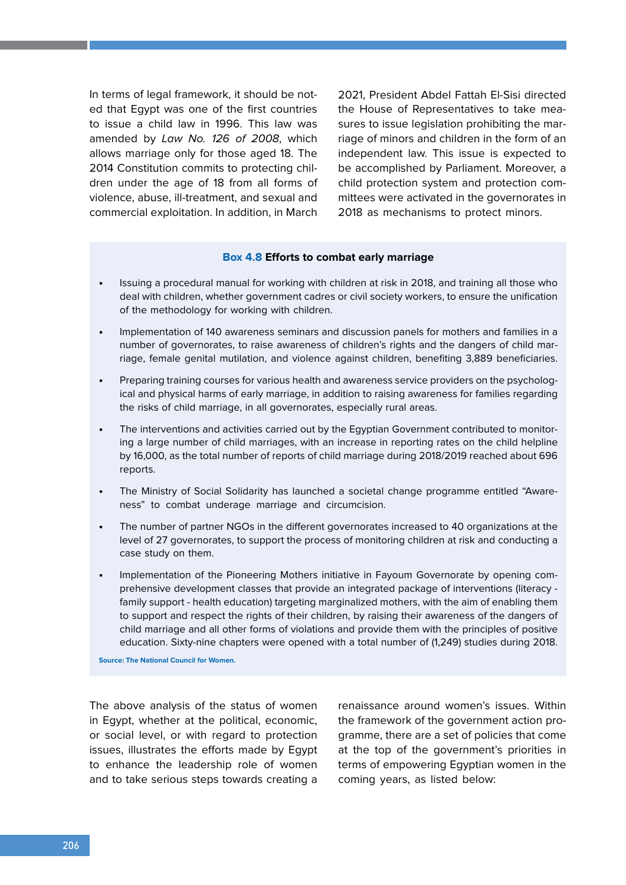In terms of legal framework, it should be noted that Egypt was one of the first countries to issue a child law in 1996. This law was amended by *Law No. 126 of 2008*, which allows marriage only for those aged 18. The 2014 Constitution commits to protecting children under the age of 18 from all forms of violence, abuse, ill-treatment, and sexual and commercial exploitation. In addition, in March 2021, President Abdel Fattah El-Sisi directed the House of Representatives to take measures to issue legislation prohibiting the marriage of minors and children in the form of an independent law. This issue is expected to be accomplished by Parliament. Moreover, a child protection system and protection committees were activated in the governorates in 2018 as mechanisms to protect minors.

**Box 4.8 Efforts to combat early marriage**

- Issuing a procedural manual for working with children at risk in 2018, and training all those who deal with children, whether government cadres or civil society workers, to ensure the unification of the methodology for working with children.
- Implementation of 140 awareness seminars and discussion panels for mothers and families in a number of governorates, to raise awareness of children's rights and the dangers of child marriage, female genital mutilation, and violence against children, benefiting 3,889 beneficiaries.
- Preparing training courses for various health and awareness service providers on the psychological and physical harms of early marriage, in addition to raising awareness for families regarding the risks of child marriage, in all governorates, especially rural areas.
- The interventions and activities carried out by the Egyptian Government contributed to monitoring a large number of child marriages, with an increase in reporting rates on the child helpline by 16,000, as the total number of reports of child marriage during 2018/2019 reached about 696 reports.
- The Ministry of Social Solidarity has launched a societal change programme entitled "Awareness" to combat underage marriage and circumcision.
- The number of partner NGOs in the different governorates increased to 40 organizations at the level of 27 governorates, to support the process of monitoring children at risk and conducting a case study on them.
- Implementation of the Pioneering Mothers initiative in Fayoum Governorate by opening comprehensive development classes that provide an integrated package of interventions (literacy - family support - health education) targeting marginalized mothers, with the aim of enabling them to support and respect the rights of their children, by raising their awareness of the dangers of child marriage and all other forms of violations and provide them with the principles of positive education. Sixty-nine chapters were opened with a total number of (1,249) studies during 2018.

Source: The National Council for Women.

The above analysis of the status of women in Egypt, whether at the political, economic, or social level, or with regard to protection issues, illustrates the efforts made by Egypt to enhance the leadership role of women and to take serious steps towards creating a renaissance around women's issues. Within the framework of the government action programme, there are a set of policies that come at the top of the government's priorities in terms of empowering Egyptian women in the coming years, as listed below: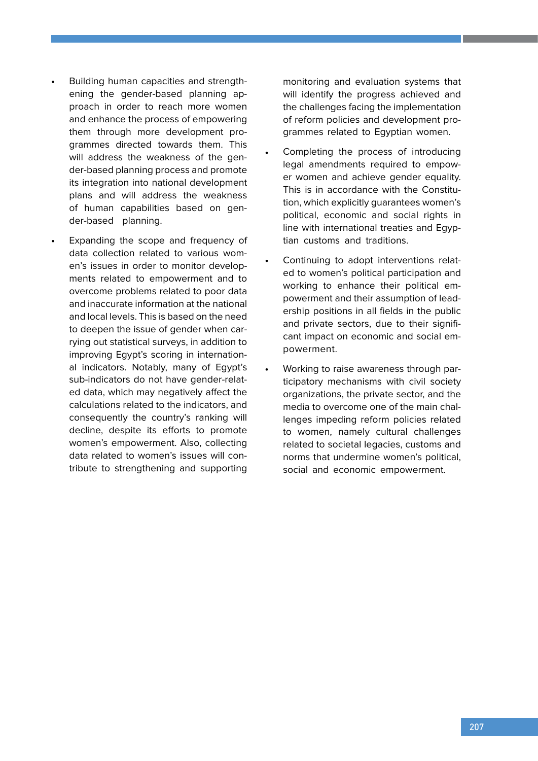- Building human capacities and strengthening the gender-based planning approach in order to reach more women and enhance the process of empowering them through more development programmes directed towards them. This will address the weakness of the gender-based planning process and promote its integration into national development plans and will address the weakness of human capabilities based on gender-based planning.
- Expanding the scope and frequency of data collection related to various women's issues in order to monitor developments related to empowerment and to overcome problems related to poor data and inaccurate information at the national and local levels. This is based on the need to deepen the issue of gender when carrying out statistical surveys, in addition to improving Egypt's scoring in international indicators. Notably, many of Egypt's sub-indicators do not have gender-related data, which may negatively affect the calculations related to the indicators, and consequently the country's ranking will decline, despite its efforts to promote women's empowerment. Also, collecting data related to women's issues will contribute to strengthening and supporting monitoring and evaluation systems that will identify the progress achieved and the challenges facing the implementation of reform policies and development programmes related to Egyptian women.
- Completing the process of introducing legal amendments required to empower women and achieve gender equality. This is in accordance with the Constitution, which explicitly guarantees women's political, economic and social rights in line with international treaties and Egyptian customs and traditions.
- Continuing to adopt interventions related to women's political participation and working to enhance their political empowerment and their assumption of leadership positions in all fields in the public and private sectors, due to their significant impact on economic and social empowerment.
- Working to raise awareness through participatory mechanisms with civil society organizations, the private sector, and the media to overcome one of the main challenges impeding reform policies related to women, namely cultural challenges related to societal legacies, customs and norms that undermine women's political, social and economic empowerment.